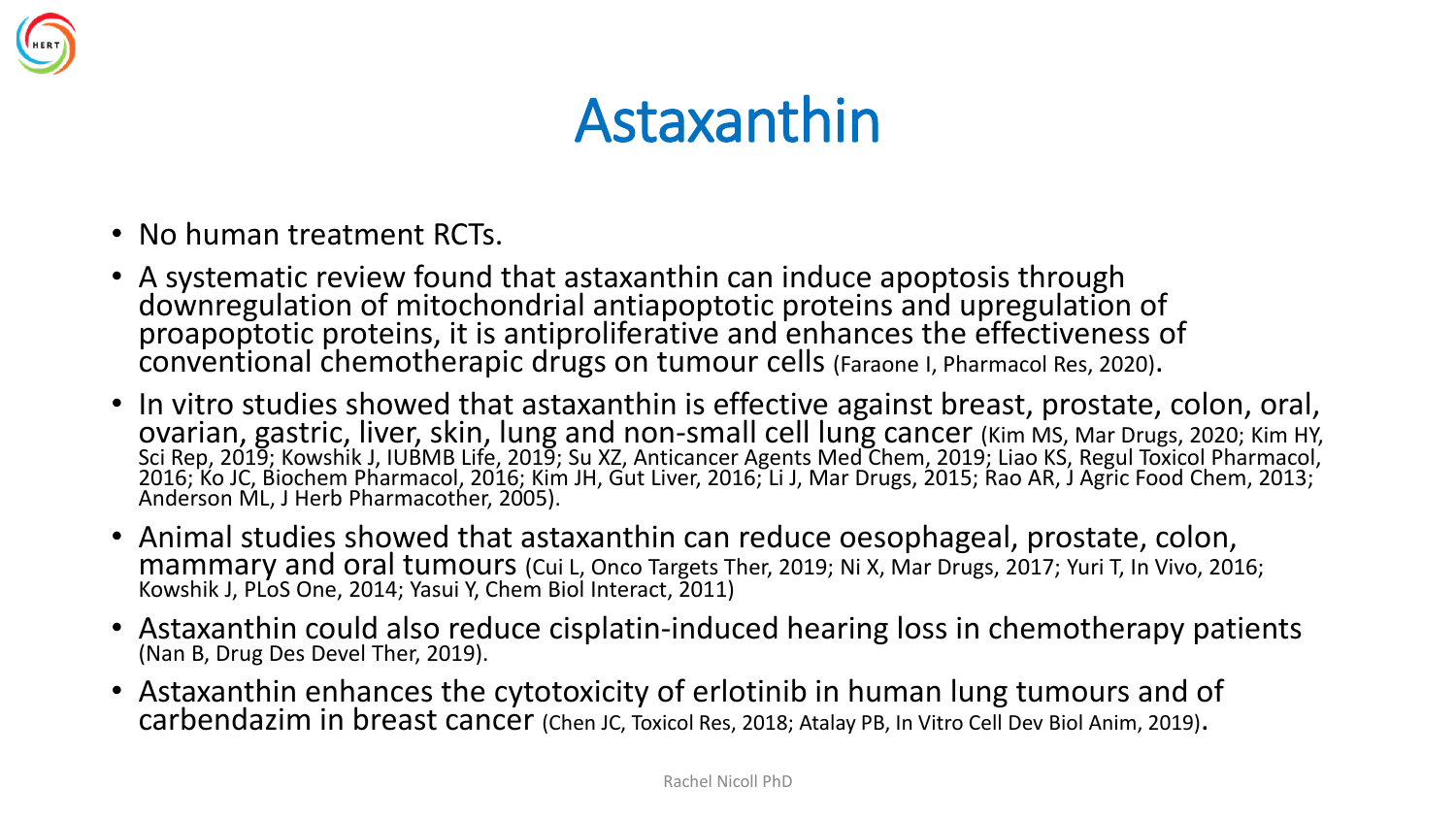# Astaxanthin

- No human treatment RCTs.
- A systematic review found that astaxanthin can induce apoptosis through downregulation of mitochondrial antiapoptotic proteins and upregulation of proapoptotic proteins, it is antiproliferative and enhances the effectiveness of conventional chemotherapic drugs on tumour cells (Faraone I, Pharmacol Res, 2020).
- In vitro studies showed that astaxanthin is effective against breast, prostate, colon, oral, ovarian, gastric, liver, skin, lung and non-small cell lung cancer (Kim MS, Mar Drugs, 2020; Kim HY, Sci Rep, 2019; Kowshik J, IUBMB Life, 2019; Su XZ, Anticancer Agents Med Chem, 2019; Liao KS, Regul Toxicol Pharmacol, 2016; Ko JC, Biochem Pharmacol, 2016; Kim JH, Gut Liver, 2016; Li J, Mar Drugs, 2015; Rao AR, J Agric Food Chem, 2013; Anderson ML, J Herb Pharmacother, 2005).
- Animal studies showed that astaxanthin can reduce oesophageal, prostate, colon, mammary and oral tumours (Cui L, Onco Targets Ther, 2019; Ni X, Mar Drugs, 2017; Yuri T, In Vivo, 2016; Kowshik J, PLoS One, 2014; Yasui Y, Chem Biol Interact, 2011)
- Astaxanthin could also reduce cisplatin-induced hearing loss in chemotherapy patients (Nan B, Drug Des Devel Ther, 2019).
- Astaxanthin enhances the cytotoxicity of erlotinib in human lung tumours and of carbendazim in breast cancer (Chen JC, Toxicol Res, 2018; Atalay PB, In Vitro Cell Dev Biol Anim, 2019).

Rachel Nicoll PhD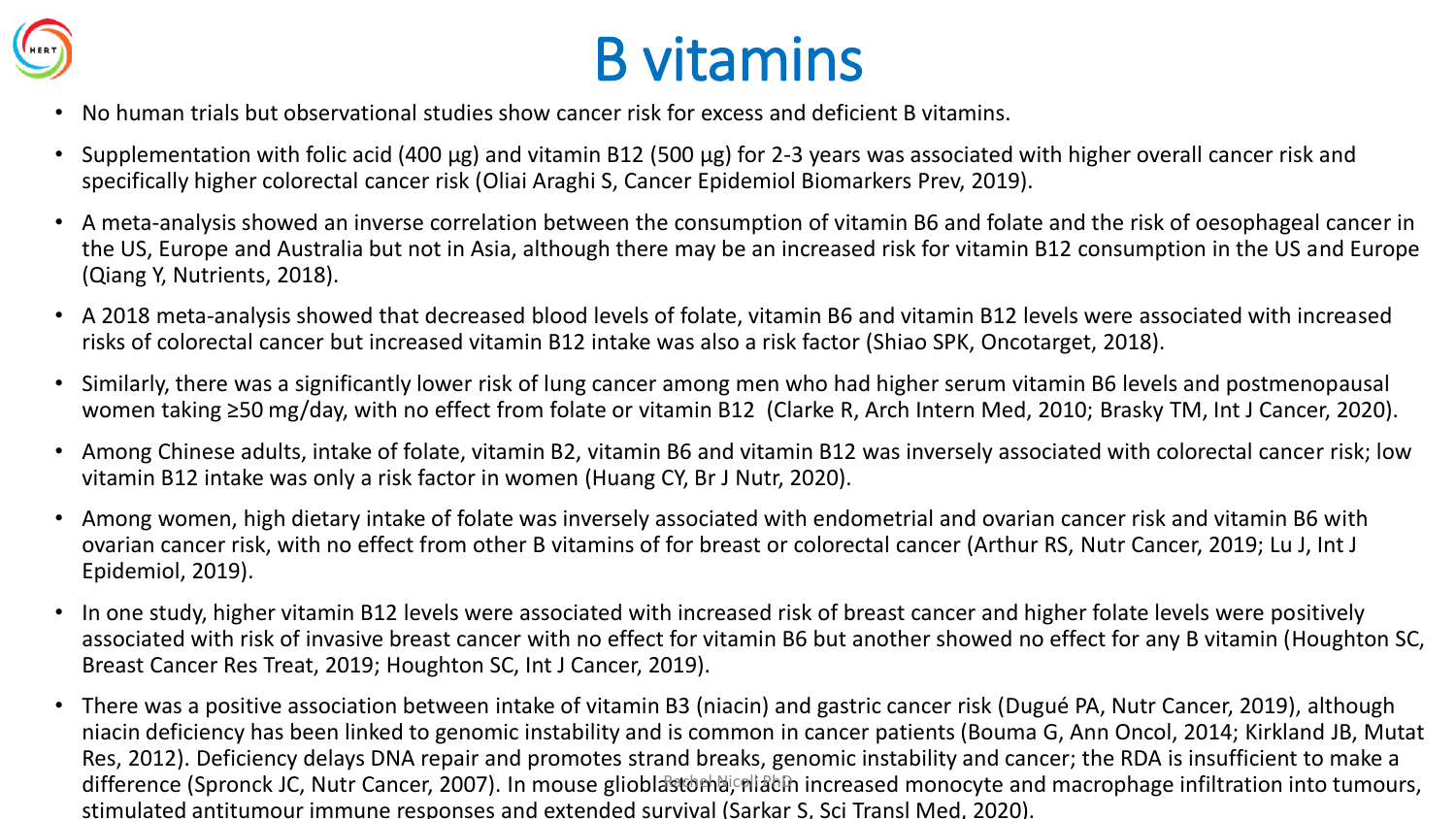# B vitamins

- No human trials but observational studies show cancer risk for excess and deficient B vitamins.
- Supplementation with folic acid (400 µg) and vitamin B12 (500 µg) for 2-3 years was associated with higher overall cancer risk and specifically higher colorectal cancer risk (Oliai Araghi S, Cancer Epidemiol Biomarkers Prev, 2019).
- A meta-analysis showed an inverse correlation between the consumption of vitamin B6 and folate and the risk of oesophageal cancer in the US, Europe and Australia but not in Asia, although there may be an increased risk for vitamin B12 consumption in the US and Europe (Qiang Y, Nutrients, 2018).
- A 2018 meta-analysis showed that decreased blood levels of folate, vitamin B6 and vitamin B12 levels were associated with increased risks of colorectal cancer but increased vitamin B12 intake was also a risk factor (Shiao SPK, Oncotarget, 2018).
- Similarly, there was a significantly lower risk of lung cancer among men who had higher serum vitamin B6 levels and postmenopausal women taking ≥50 mg/day, with no effect from folate or vitamin B12 (Clarke R, Arch Intern Med, 2010; Brasky TM, Int J Cancer, 2020).
- Among Chinese adults, intake of folate, vitamin B2, vitamin B6 and vitamin B12 was inversely associated with colorectal cancer risk; low vitamin B12 intake was only a risk factor in women (Huang CY, Br J Nutr, 2020).
- Among women, high dietary intake of folate was inversely associated with endometrial and ovarian cancer risk and vitamin B6 with ovarian cancer risk, with no effect from other B vitamins of for breast or colorectal cancer (Arthur RS, Nutr Cancer, 2019; Lu J, Int J Epidemiol, 2019).
- In one study, higher vitamin B12 levels were associated with increased risk of breast cancer and higher folate levels were positively associated with risk of invasive breast cancer with no effect for vitamin B6 but another showed no effect for any B vitamin (Houghton SC, Breast Cancer Res Treat, 2019; Houghton SC, Int J Cancer, 2019).
- There was a positive association between intake of vitamin B3 (niacin) and gastric cancer risk (Dugué PA, Nutr Cancer, 2019), although niacin deficiency has been linked to genomic instability and is common in cancer patients (Bouma G, Ann Oncol, 2014; Kirkland JB, Mutat Res, 2012). Deficiency delays DNA repair and promotes strand breaks, genomic instability and cancer; the RDA is insufficient to make a difference (Spronck JC, Nutr Cancer, 2007). In mouse glioblastoma, niacin increased monocyte and macrophage infiltration into tumours, stimulated antitumour immune responses and extended survival (Sarkar S, Sci Transl Med, 2020).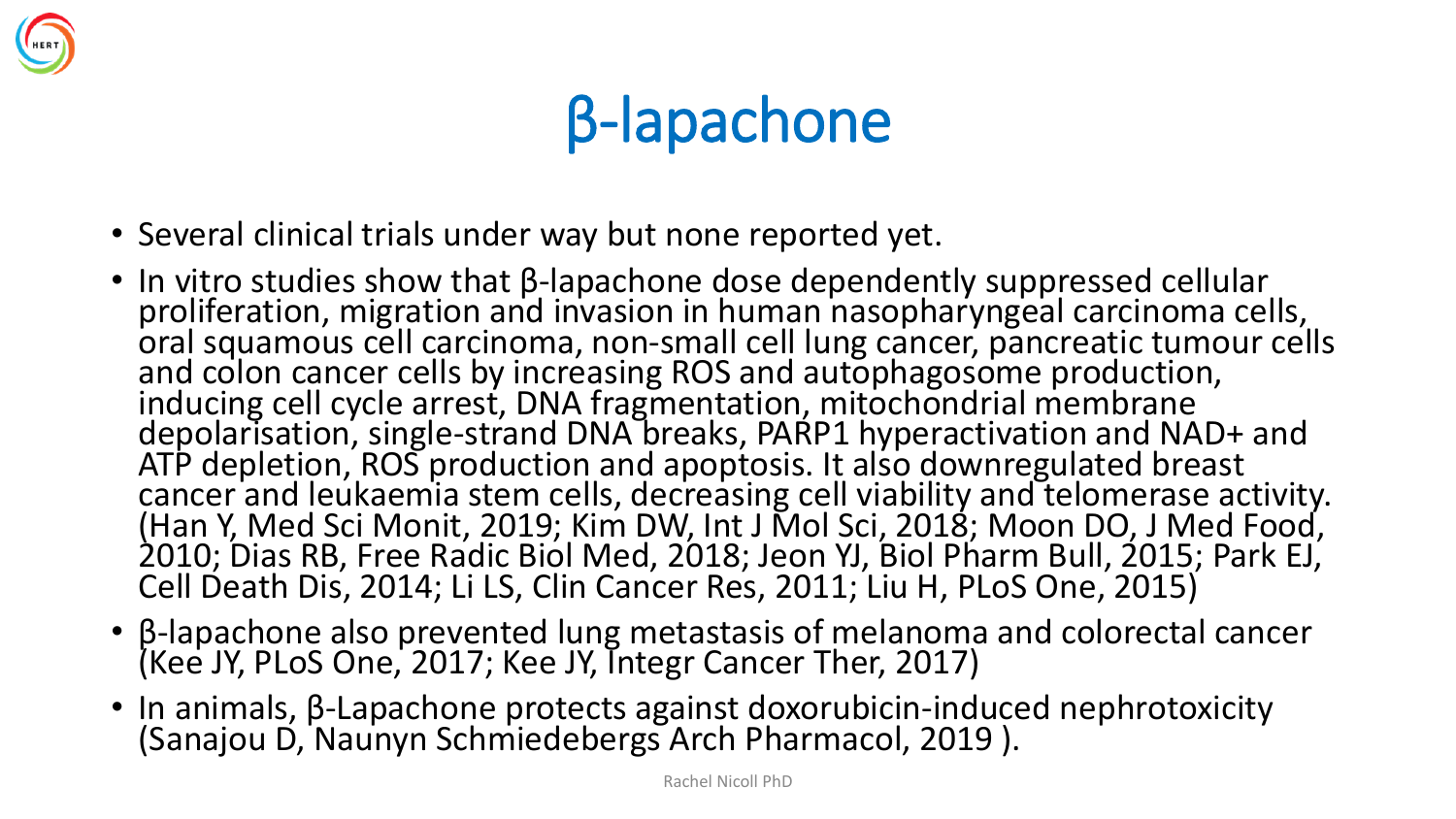# β-lapachone

- Several clinical trials under way but none reported yet.
- In vitro studies show that β-lapachone dose dependently suppressed cellular proliferation, migration and invasion in human nasopharyngeal carcinoma cells, oral squamous cell carcinoma, non-small cell lung cancer, pancreatic tumour cells and colon cancer cells by increasing ROS and autophagosome production, inducing cell cycle arrest, DNA fragmentation, mitochondrial membrane depolarisation, single-strand DNA breaks, PARP1 hyperactivation and NAD+ and ATP depletion, ROS production and apoptosis. It also downregulated breast cancer and leukaemia stem cells, decreasing cell viability and telomerase activity. (Han Y, Med Sci Monit, 2019; Kim DW, Int J Mol Sci, 2018; Moon DO, J Med Food, 2010; Dias RB, Free Radic Biol Med, 2018; Jeon YJ, Biol Pharm Bull, 2015; Park EJ, Cell Death Dis, 2014; Li LS, Clin Cancer Res, 2011; Liu H, PLoS One, 2015)
- β-lapachone also prevented lung metastasis of melanoma and colorectal cancer (Kee JY, PLoS One, 2017; Kee JY, Integr Cancer Ther, 2017)
- In animals, β-Lapachone protects against doxorubicin-induced nephrotoxicity (Sanajou D, Naunyn Schmiedebergs Arch Pharmacol, 2019 ).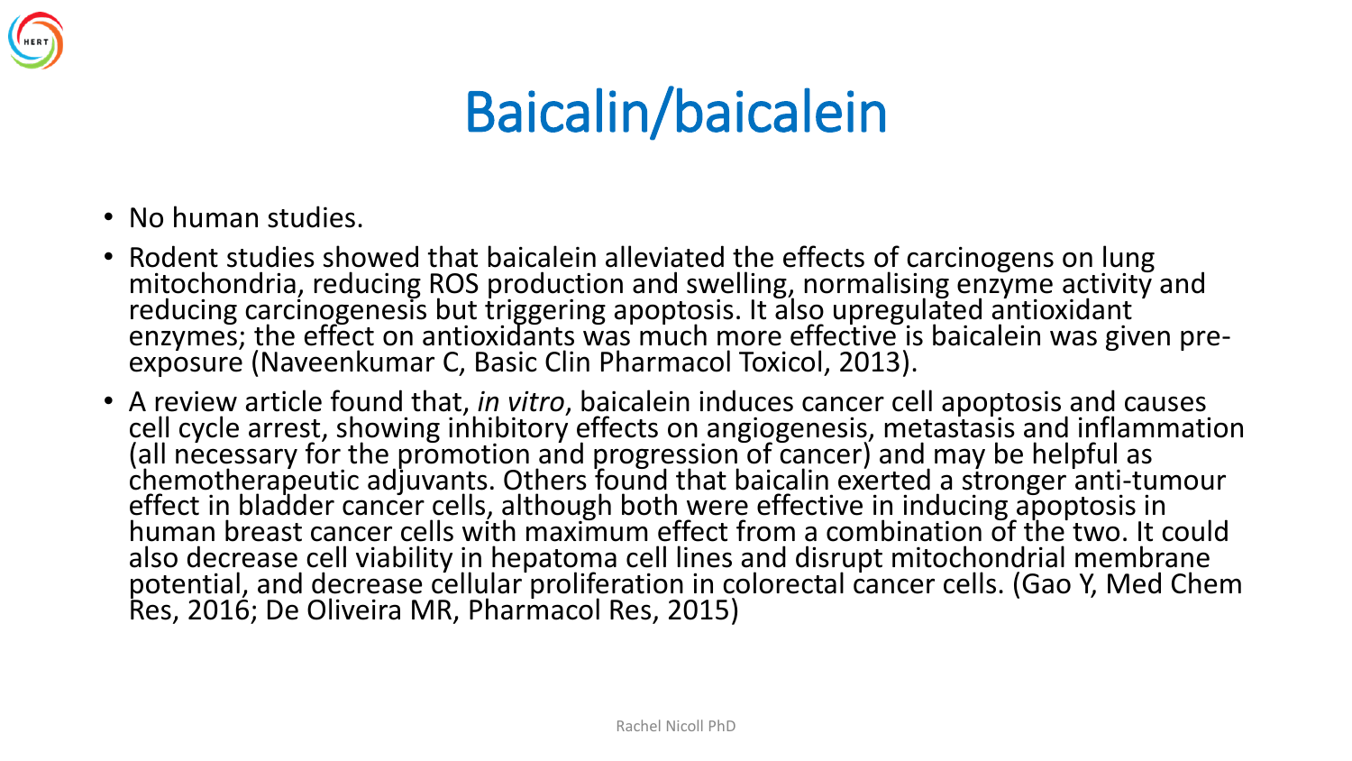# Baicalin/baicalein

- No human studies.
- Rodent studies showed that baicalein alleviated the effects of carcinogens on lung mitochondria, reducing ROS production and swelling, normalising enzyme activity and reducing carcinogenesis but triggering apoptosis. It also upregulated antioxidant enzymes; the effect on antioxidants was much more effective is baicalein was given pre-exposure (Naveenkumar C, Basic Clin Pharmacol Toxicol, 2013).
- A review article found that, *in vitro*, baicalein induces cancer cell apoptosis and causes cell cycle arrest, showing inhibitory effects on angiogenesis, metastasis and inflammation (all necessary for the promotion and progression of cancer) and may be helpful as chemotherapeutic adjuvants. Others found that baicalin exerted a stronger anti-tumour effect in bladder cancer cells, although both were effective in inducing apoptosis in human breast cancer cells with maximum effect from a combination of the two. It could also decrease cell viability in hepatoma cell lines and disrupt mitochondrial membrane potential, and decrease cellular proliferation in colorectal cancer cells. (Gao Y, Med Chem Res, 2016; De Oliveira MR, Pharmacol Res, 2015)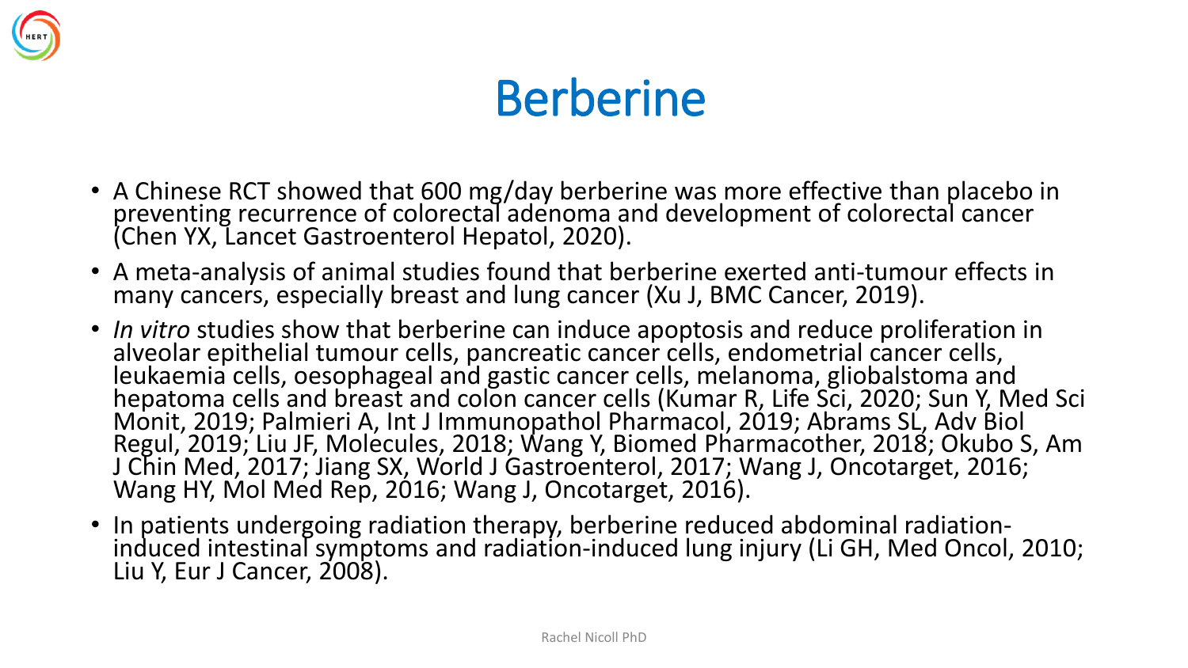# Berberine

- A Chinese RCT showed that 600 mg/day berberine was more effective than placebo in preventing recurrence of colorectal adenoma and development of colorectal cancer (Chen YX, Lancet Gastroenterol Hepatol, 2020).
- A meta-analysis of animal studies found that berberine exerted anti-tumour effects in many cancers, especially breast and lung cancer (Xu J, BMC Cancer, 2019).
- *In vitro* studies show that berberine can induce apoptosis and reduce proliferation in alveolar epithelial tumour cells, pancreatic cancer cells, endometrial cancer cells, leukaemia cells, oesophageal and gastic cancer cells, melanoma, gliobalstoma and hepatoma cells and breast and colon cancer cells (Kumar R, Life Sci, 2020; Sun Y, Med Sci Monit, 2019; Palmieri A, Int J Immunopathol Pharmacol, 2019; Abrams SL, Adv Biol Regul, 2019; Liu JF, Molecules, 2018; Wang Y, Biomed Pharmacother, 2018; Okubo S, Am J Chin Med, 2017; Jiang SX, World J Gastroenterol, 2017; Wang J, Oncotarget, 2016; Wang HY, Mol Med Rep, 2016; Wang J, Oncotarget, 2016).
- In patients undergoing radiation therapy, berberine reduced abdominal radiation-induced intestinal symptoms and radiation-induced lung injury (Li GH, Med Oncol, 2010; Liu Y, Eur J Cancer, 2008).

Rachel Nicoll PhD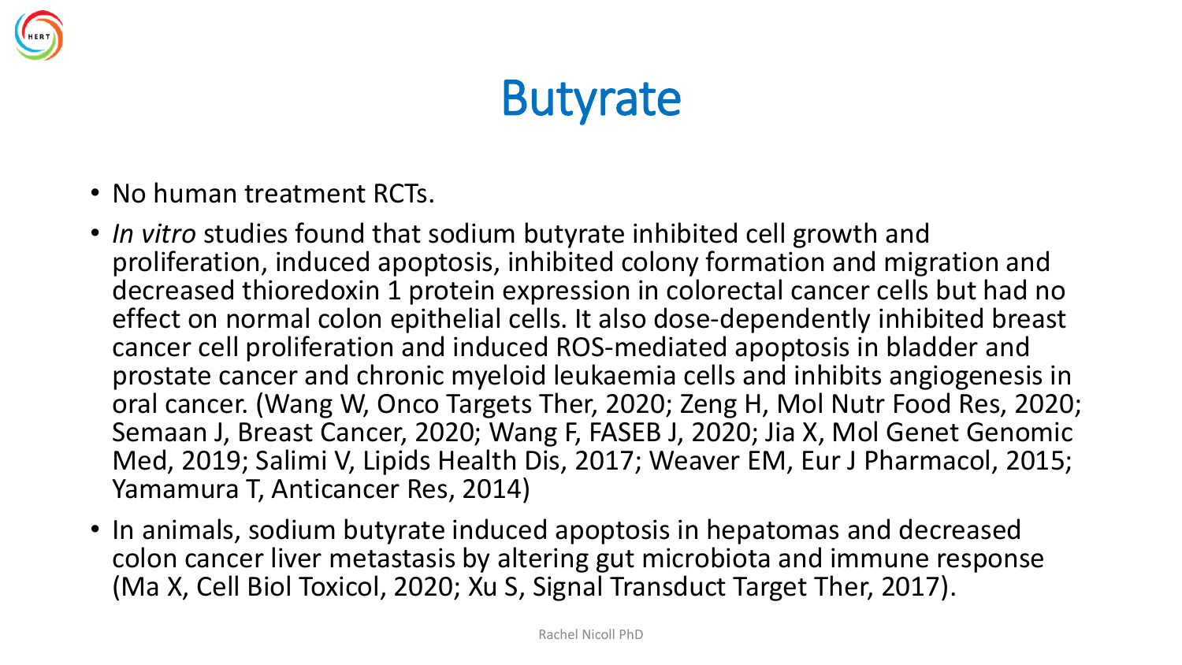# Butyrate

- No human treatment RCTs.
- *In vitro* studies found that sodium butyrate inhibited cell growth and proliferation, induced apoptosis, inhibited colony formation and migration and decreased thioredoxin 1 protein expression in colorectal cancer cells but had no effect on normal colon epithelial cells. It also dose-dependently inhibited breast cancer cell proliferation and induced ROS-mediated apoptosis in bladder and prostate cancer and chronic myeloid leukaemia cells and inhibits angiogenesis in oral cancer. (Wang W, Onco Targets Ther, 2020; Zeng H, Mol Nutr Food Res, 2020; Semaan J, Breast Cancer, 2020; Wang F, FASEB J, 2020; Jia X, Mol Genet Genomic Med, 2019; Salimi V, Lipids Health Dis, 2017; Weaver EM, Eur J Pharmacol, 2015; Yamamura T, Anticancer Res, 2014)
- In animals, sodium butyrate induced apoptosis in hepatomas and decreased colon cancer liver metastasis by altering gut microbiota and immune response (Ma X, Cell Biol Toxicol, 2020; Xu S, Signal Transduct Target Ther, 2017).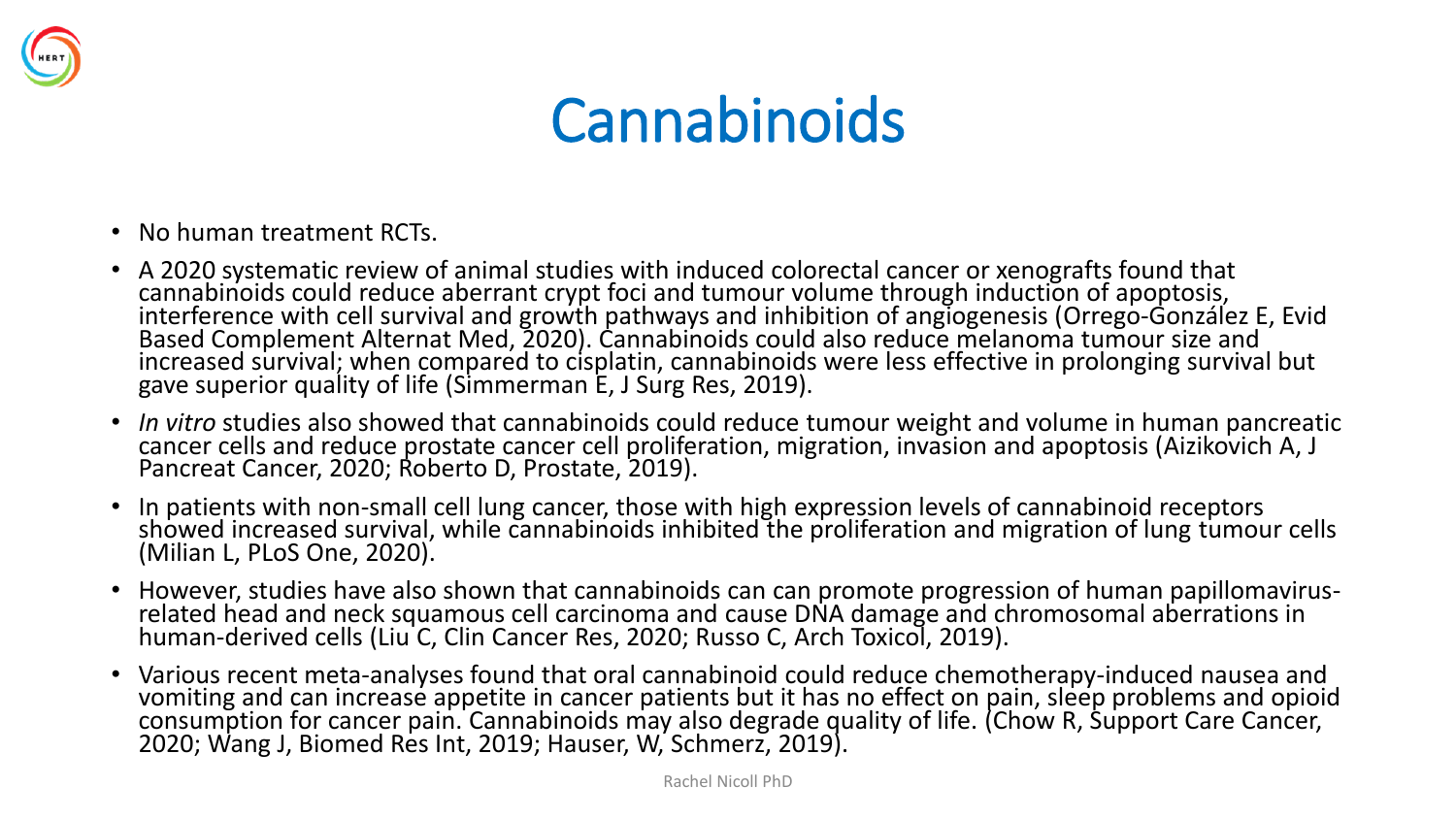# Cannabinoids

- No human treatment RCTs.
- A 2020 systematic review of animal studies with induced colorectal cancer or xenografts found that cannabinoids could reduce aberrant crypt foci and tumour volume through induction of apoptosis, interference with cell survival and growth pathways and inhibition of angiogenesis (Orrego-González E, Evid Based Complement Alternat Med, 2020). Cannabinoids could also reduce melanoma tumour size and increased survival; when compared to cisplatin, cannabinoids were less effective in prolonging survival but gave superior quality of life (Simmerman E, J Surg Res, 2019).
- *In vitro* studies also showed that cannabinoids could reduce tumour weight and volume in human pancreatic cancer cells and reduce prostate cancer cell proliferation, migration, invasion and apoptosis (Aizikovich A, J Pancreat Cancer, 2020; Roberto D, Prostate, 2019).
- In patients with non-small cell lung cancer, those with high expression levels of cannabinoid receptors showed increased survival, while cannabinoids inhibited the proliferation and migration of lung tumour cells (Milian L, PLoS One, 2020).
- However, studies have also shown that cannabinoids can can promote progression of human papillomavirus-related head and neck squamous cell carcinoma and cause DNA damage and chromosomal aberrations in human-derived cells (Liu C, Clin Cancer Res, 2020; Russo C, Arch Toxicol, 2019).
- Various recent meta-analyses found that oral cannabinoid could reduce chemotherapy-induced nausea and vomiting and can increase appetite in cancer patients but it has no effect on pain, sleep problems and opioid consumption for cancer pain. Cannabinoids may also degrade quality of life. (Chow R, Support Care Cancer, 2020; Wang J, Biomed Res Int, 2019; Hauser, W, Schmerz, 2019).

Rachel Nicoll PhD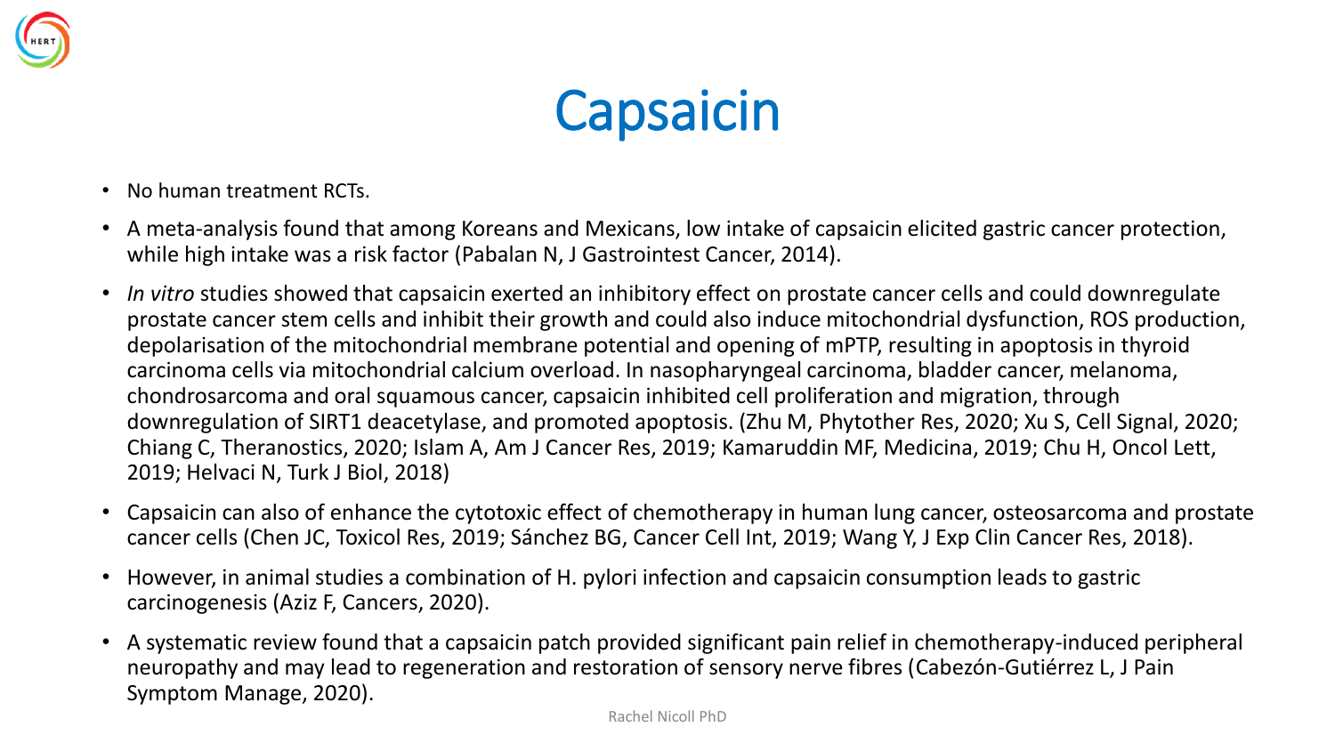# Capsaicin

- No human treatment RCTs.
- A meta-analysis found that among Koreans and Mexicans, low intake of capsaicin elicited gastric cancer protection, while high intake was a risk factor (Pabalan N, J Gastrointest Cancer, 2014).
- *In vitro* studies showed that capsaicin exerted an inhibitory effect on prostate cancer cells and could downregulate prostate cancer stem cells and inhibit their growth and could also induce mitochondrial dysfunction, ROS production, depolarisation of the mitochondrial membrane potential and opening of mPTP, resulting in apoptosis in thyroid carcinoma cells via mitochondrial calcium overload. In nasopharyngeal carcinoma, bladder cancer, melanoma, chondrosarcoma and oral squamous cancer, capsaicin inhibited cell proliferation and migration, through downregulation of SIRT1 deacetylase, and promoted apoptosis. (Zhu M, Phytother Res, 2020; Xu S, Cell Signal, 2020; Chiang C, Theranostics, 2020; Islam A, Am J Cancer Res, 2019; Kamaruddin MF, Medicina, 2019; Chu H, Oncol Lett, 2019; Helvaci N, Turk J Biol, 2018)
- Capsaicin can also of enhance the cytotoxic effect of chemotherapy in human lung cancer, osteosarcoma and prostate cancer cells (Chen JC, Toxicol Res, 2019; Sánchez BG, Cancer Cell Int, 2019; Wang Y, J Exp Clin Cancer Res, 2018).
- However, in animal studies a combination of H. pylori infection and capsaicin consumption leads to gastric carcinogenesis (Aziz F, Cancers, 2020).
- A systematic review found that a capsaicin patch provided significant pain relief in chemotherapy-induced peripheral neuropathy and may lead to regeneration and restoration of sensory nerve fibres (Cabezón-Gutiérrez L, J Pain Symptom Manage, 2020).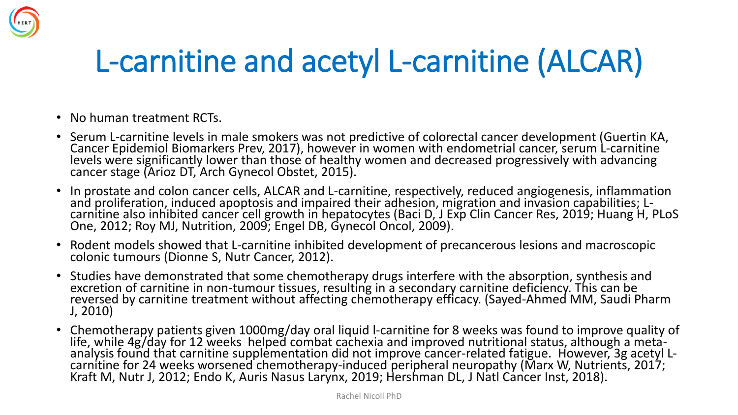# L-carnitine and acetyl L-carnitine (ALCAR)

- No human treatment RCTs.
- Serum L-carnitine levels in male smokers was not predictive of colorectal cancer development (Guertin KA, Cancer Epidemiol Biomarkers Prev, 2017), however in women with endometrial cancer, serum L-carnitine levels were significantly lower than those of healthy women and decreased progressively with advancing cancer stage (Arioz DT, Arch Gynecol Obstet, 2015).
- In prostate and colon cancer cells, ALCAR and L-carnitine, respectively, reduced angiogenesis, inflammation and proliferation, induced apoptosis and impaired their adhesion, migration and invasion capabilities; L-carnitine also inhibited cancer cell growth in hepatocytes (Baci D, J Exp Clin Cancer Res, 2019; Huang H, PLoS One, 2012; Roy MJ, Nutrition, 2009; Engel DB, Gynecol Oncol, 2009).
- Rodent models showed that L-carnitine inhibited development of precancerous lesions and macroscopic colonic tumours (Dionne S, Nutr Cancer, 2012).
- Studies have demonstrated that some chemotherapy drugs interfere with the absorption, synthesis and excretion of carnitine in non-tumour tissues, resulting in a secondary carnitine deficiency. This can be reversed by carnitine treatment without affecting chemotherapy efficacy. (Sayed-Ahmed MM, Saudi Pharm J, 2010)
- Chemotherapy patients given 1000mg/day oral liquid l-carnitine for 8 weeks was found to improve quality of life, while 4g/day for 12 weeks helped combat cachexia and improved nutritional status, although a meta-analysis found that carnitine supplementation did not improve cancer-related fatigue. However, 3g acetyl L-carnitine for 24 weeks worsened chemotherapy-induced peripheral neuropathy (Marx W, Nutrients, 2017; Kraft M, Nutr J, 2012; Endo K, Auris Nasus Larynx, 2019; Hershman DL, J Natl Cancer Inst, 2018).

Rachel Nicoll PhD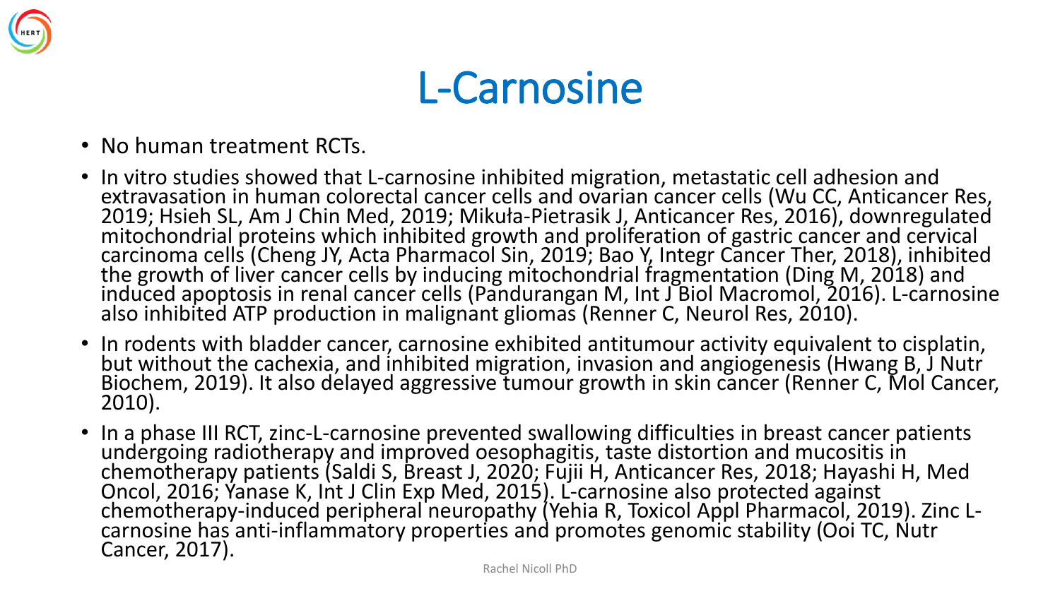# L-Carnosine

- No human treatment RCTs.
- In vitro studies showed that L-carnosine inhibited migration, metastatic cell adhesion and extravasation in human colorectal cancer cells and ovarian cancer cells (Wu CC, Anticancer Res, 2019; Hsieh SL, Am J Chin Med, 2019; Mikuła-Pietrasik J, Anticancer Res, 2016), downregulated mitochondrial proteins which inhibited growth and proliferation of gastric cancer and cervical carcinoma cells (Cheng JY, Acta Pharmacol Sin, 2019; Bao Y, Integr Cancer Ther, 2018), inhibited the growth of liver cancer cells by inducing mitochondrial fragmentation (Ding M, 2018) and induced apoptosis in renal cancer cells (Pandurangan M, Int J Biol Macromol, 2016). L-carnosine also inhibited ATP production in malignant gliomas (Renner C, Neurol Res, 2010).
- In rodents with bladder cancer, carnosine exhibited antitumour activity equivalent to cisplatin, but without the cachexia, and inhibited migration, invasion and angiogenesis (Hwang B, J Nutr Biochem, 2019). It also delayed aggressive tumour growth in skin cancer (Renner C, Mol Cancer, 2010).
- In a phase III RCT, zinc-L-carnosine prevented swallowing difficulties in breast cancer patients undergoing radiotherapy and improved oesophagitis, taste distortion and mucositis in chemotherapy patients (Saldi S, Breast J, 2020; Fujii H, Anticancer Res, 2018; Hayashi H, Med Oncol, 2016; Yanase K, Int J Clin Exp Med, 2015). L-carnosine also protected against chemotherapy-induced peripheral neuropathy (Yehia R, Toxicol Appl Pharmacol, 2019). Zinc L-carnosine has anti-inflammatory properties and promotes genomic stability (Ooi TC, Nutr Cancer, 2017).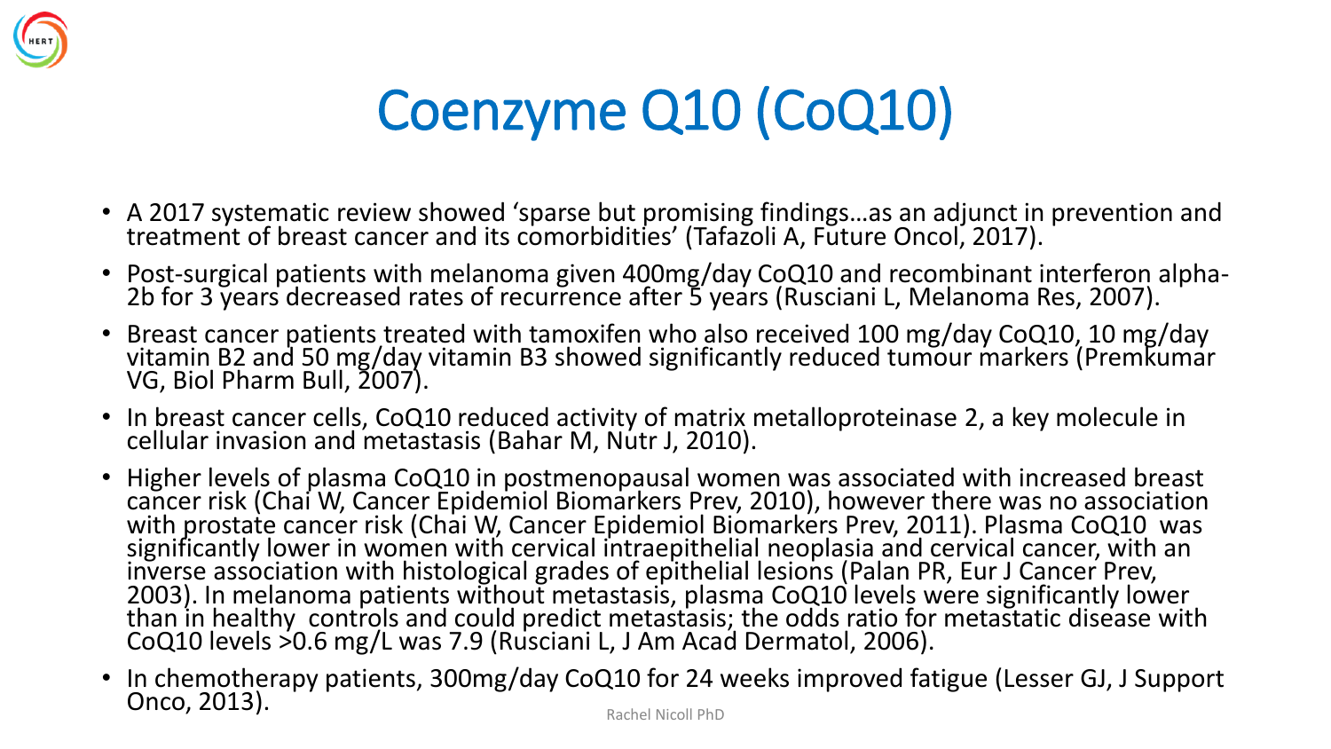# Coenzyme Q10 (CoQ10)

- A 2017 systematic review showed 'sparse but promising findings…as an adjunct in prevention and treatment of breast cancer and its comorbidities' (Tafazoli A, Future Oncol, 2017).
- Post-surgical patients with melanoma given 400mg/day CoQ10 and recombinant interferon alpha-2b for 3 years decreased rates of recurrence after 5 years (Rusciani L, Melanoma Res, 2007).
- Breast cancer patients treated with tamoxifen who also received 100 mg/day CoQ10, 10 mg/day vitamin B2 and 50 mg/day vitamin B3 showed significantly reduced tumour markers (Premkumar VG, Biol Pharm Bull, 2007).
- In breast cancer cells, CoQ10 reduced activity of matrix metalloproteinase 2, a key molecule in cellular invasion and metastasis (Bahar M, Nutr J, 2010).
- Higher levels of plasma CoQ10 in postmenopausal women was associated with increased breast cancer risk (Chai W, Cancer Epidemiol Biomarkers Prev, 2010), however there was no association with prostate cancer risk (Chai W, Cancer Epidemiol Biomarkers Prev, 2011). Plasma CoQ10 was significantly lower in women with cervical intraepithelial neoplasia and cervical cancer, with an inverse association with histological grades of epithelial lesions (Palan PR, Eur J Cancer Prev, 2003). In melanoma patients without metastasis, plasma CoQ10 levels were significantly lower than in healthy controls and could predict metastasis; the odds ratio for metastatic disease with CoQ10 levels >0.6 mg/L was 7.9 (Rusciani L, J Am Acad Dermatol, 2006).
- In chemotherapy patients, 300mg/day CoQ10 for 24 weeks improved fatigue (Lesser GJ, J Support Onco, 2013).

Rachel Nicoll PhD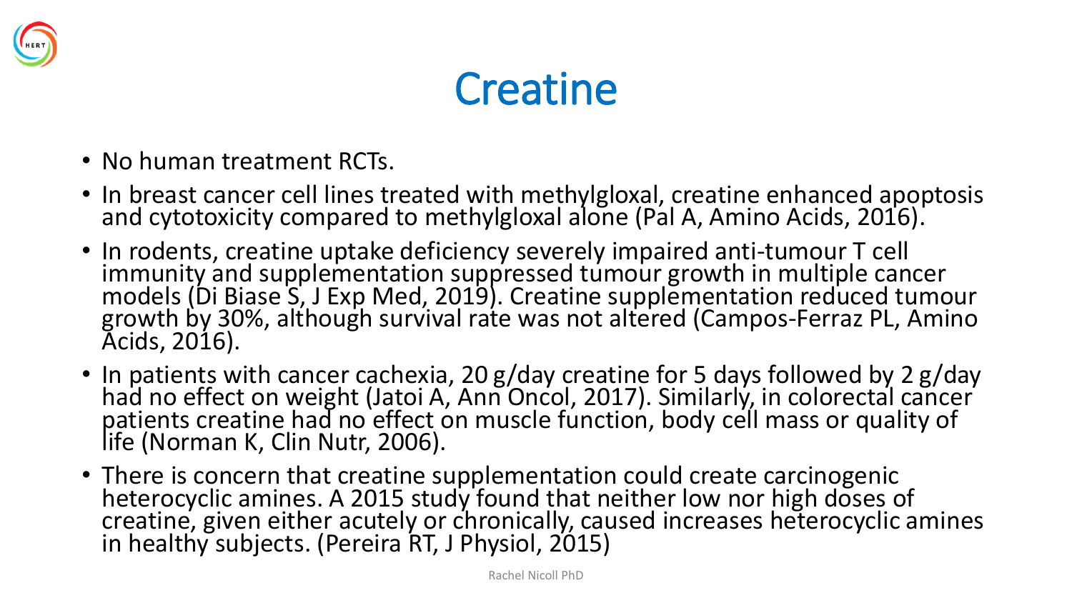# Creatine

- No human treatment RCTs.
- In breast cancer cell lines treated with methylgloxal, creatine enhanced apoptosis and cytotoxicity compared to methylgloxal alone (Pal A, Amino Acids, 2016).
- In rodents, creatine uptake deficiency severely impaired anti-tumour T cell immunity and supplementation suppressed tumour growth in multiple cancer models (Di Biase S, J Exp Med, 2019). Creatine supplementation reduced tumour growth by 30%, although survival rate was not altered (Campos-Ferraz PL, Amino Acids, 2016).
- In patients with cancer cachexia, 20 g/day creatine for 5 days followed by 2 g/day had no effect on weight (Jatoi A, Ann Oncol, 2017). Similarly, in colorectal cancer patients creatine had no effect on muscle function, body cell mass or quality of life (Norman K, Clin Nutr, 2006).
- There is concern that creatine supplementation could create carcinogenic heterocyclic amines. A 2015 study found that neither low nor high doses of creatine, given either acutely or chronically, caused increases heterocyclic amines in healthy subjects. (Pereira RT, J Physiol, 2015)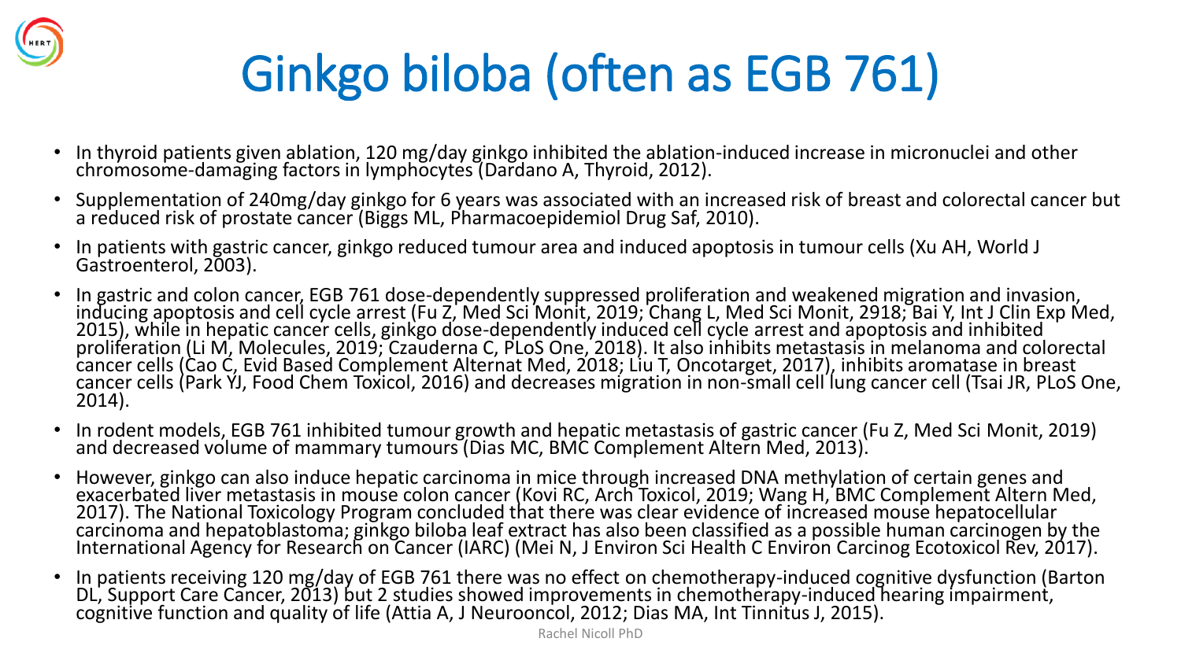# Ginkgo biloba (often as EGB 761)

- In thyroid patients given ablation, 120 mg/day ginkgo inhibited the ablation-induced increase in micronuclei and other chromosome-damaging factors in lymphocytes (Dardano A, Thyroid, 2012).
- Supplementation of 240mg/day ginkgo for 6 years was associated with an increased risk of breast and colorectal cancer but a reduced risk of prostate cancer (Biggs ML, Pharmacoepidemiol Drug Saf, 2010).
- In patients with gastric cancer, ginkgo reduced tumour area and induced apoptosis in tumour cells (Xu AH, World J Gastroenterol, 2003).
- In gastric and colon cancer, EGB 761 dose-dependently suppressed proliferation and weakened migration and invasion, inducing apoptosis and cell cycle arrest (Fu Z, Med Sci Monit, 2019; Chang L, Med Sci Monit, 2918; Bai Y, Int J Clin Exp Med, 2015), while in hepatic cancer cells, ginkgo dose-dependently induced cell cycle arrest and apoptosis and inhibited proliferation (Li M, Molecules, 2019; Czauderna C, PLoS One, 2018). It also inhibits metastasis in melanoma and colorectal cancer cells (Cao C, Evid Based Complement Alternat Med, 2018; Liu T, Oncotarget, 2017), inhibits aromatase in breast cancer cells (Park YJ, Food Chem Toxicol, 2016) and decreases migration in non-small cell lung cancer cell (Tsai JR, PLoS One, 2014).
- In rodent models, EGB 761 inhibited tumour growth and hepatic metastasis of gastric cancer (Fu Z, Med Sci Monit, 2019) and decreased volume of mammary tumours (Dias MC, BMC Complement Altern Med, 2013).
- However, ginkgo can also induce hepatic carcinoma in mice through increased DNA methylation of certain genes and exacerbated liver metastasis in mouse colon cancer (Kovi RC, Arch Toxicol, 2019; Wang H, BMC Complement Altern Med, 2017). The National Toxicology Program concluded that there was clear evidence of increased mouse hepatocellular carcinoma and hepatoblastoma; ginkgo biloba leaf extract has also been classified as a possible human carcinogen by the International Agency for Research on Cancer (IARC) (Mei N, J Environ Sci Health C Environ Carcinog Ecotoxicol Rev, 2017).
- In patients receiving 120 mg/day of EGB 761 there was no effect on chemotherapy-induced cognitive dysfunction (Barton DL, Support Care Cancer, 2013) but 2 studies showed improvements in chemotherapy-induced hearing impairment, cognitive function and quality of life (Attia A, J Neurooncol, 2012; Dias MA, Int Tinnitus J, 2015).

Rachel Nicoll PhD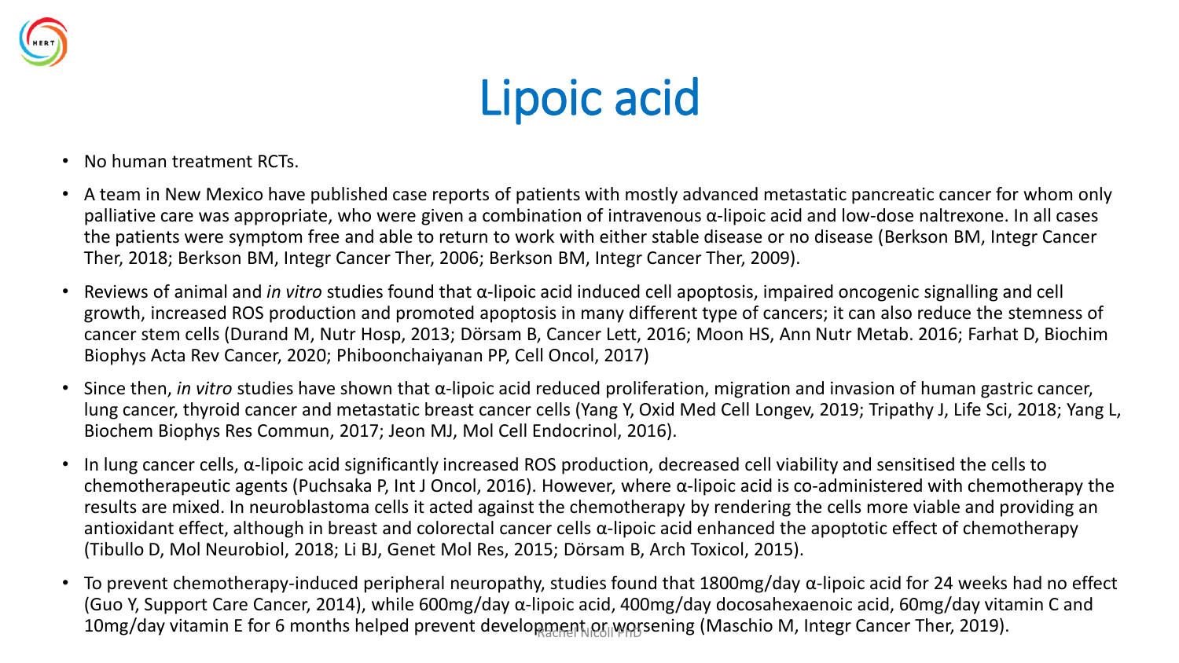# Lipoic acid

- No human treatment RCTs.
- A team in New Mexico have published case reports of patients with mostly advanced metastatic pancreatic cancer for whom only palliative care was appropriate, who were given a combination of intravenous α-lipoic acid and low-dose naltrexone. In all cases the patients were symptom free and able to return to work with either stable disease or no disease (Berkson BM, Integr Cancer Ther, 2018; Berkson BM, Integr Cancer Ther, 2006; Berkson BM, Integr Cancer Ther, 2009).
- Reviews of animal and *in vitro* studies found that α-lipoic acid induced cell apoptosis, impaired oncogenic signalling and cell growth, increased ROS production and promoted apoptosis in many different type of cancers; it can also reduce the stemness of cancer stem cells (Durand M, Nutr Hosp, 2013; Dörsam B, Cancer Lett, 2016; Moon HS, Ann Nutr Metab. 2016; Farhat D, Biochim Biophys Acta Rev Cancer, 2020; Phiboonchaiyanan PP, Cell Oncol, 2017)
- Since then, *in vitro* studies have shown that α-lipoic acid reduced proliferation, migration and invasion of human gastric cancer, lung cancer, thyroid cancer and metastatic breast cancer cells (Yang Y, Oxid Med Cell Longev, 2019; Tripathy J, Life Sci, 2018; Yang L, Biochem Biophys Res Commun, 2017; Jeon MJ, Mol Cell Endocrinol, 2016).
- In lung cancer cells, α-lipoic acid significantly increased ROS production, decreased cell viability and sensitised the cells to chemotherapeutic agents (Puchsaka P, Int J Oncol, 2016). However, where α-lipoic acid is co-administered with chemotherapy the results are mixed. In neuroblastoma cells it acted against the chemotherapy by rendering the cells more viable and providing an antioxidant effect, although in breast and colorectal cancer cells α-lipoic acid enhanced the apoptotic effect of chemotherapy (Tibullo D, Mol Neurobiol, 2018; Li BJ, Genet Mol Res, 2015; Dörsam B, Arch Toxicol, 2015).
- To prevent chemotherapy-induced peripheral neuropathy, studies found that 1800mg/day α-lipoic acid for 24 weeks had no effect (Guo Y, Support Care Cancer, 2014), while 600mg/day α-lipoic acid, 400mg/day docosahexaenoic acid, 60mg/day vitamin C and 10mg/day vitamin E for 6 months helped prevent development or worsening (Maschio M, Integr Cancer Ther, 2019).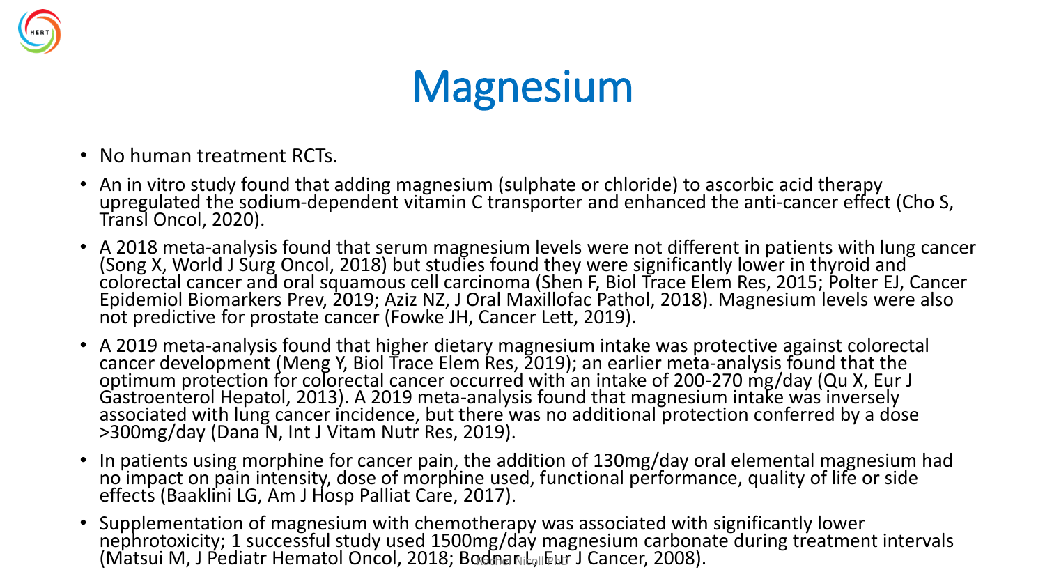# Magnesium

- No human treatment RCTs.
- An in vitro study found that adding magnesium (sulphate or chloride) to ascorbic acid therapy upregulated the sodium-dependent vitamin C transporter and enhanced the anti-cancer effect (Cho S, Transl Oncol, 2020).
- A 2018 meta-analysis found that serum magnesium levels were not different in patients with lung cancer (Song X, World J Surg Oncol, 2018) but studies found they were significantly lower in thyroid and colorectal cancer and oral squamous cell carcinoma (Shen F, Biol Trace Elem Res, 2015; Polter EJ, Cancer Epidemiol Biomarkers Prev, 2019; Aziz NZ, J Oral Maxillofac Pathol, 2018). Magnesium levels were also not predictive for prostate cancer (Fowke JH, Cancer Lett, 2019).
- A 2019 meta-analysis found that higher dietary magnesium intake was protective against colorectal cancer development (Meng Y, Biol Trace Elem Res, 2019); an earlier meta-analysis found that the optimum protection for colorectal cancer occurred with an intake of 200-270 mg/day (Qu X, Eur J Gastroenterol Hepatol, 2013). A 2019 meta-analysis found that magnesium intake was inversely associated with lung cancer incidence, but there was no additional protection conferred by a dose >300mg/day (Dana N, Int J Vitam Nutr Res, 2019).
- In patients using morphine for cancer pain, the addition of 130mg/day oral elemental magnesium had no impact on pain intensity, dose of morphine used, functional performance, quality of life or side effects (Baaklini LG, Am J Hosp Palliat Care, 2017).
- Supplementation of magnesium with chemotherapy was associated with significantly lower nephrotoxicity; 1 successful study used 1500mg/day magnesium carbonate during treatment intervals (Matsui M, J Pediatr Hematol Oncol, 2018; Bodnar L, Eur J Cancer, 2008).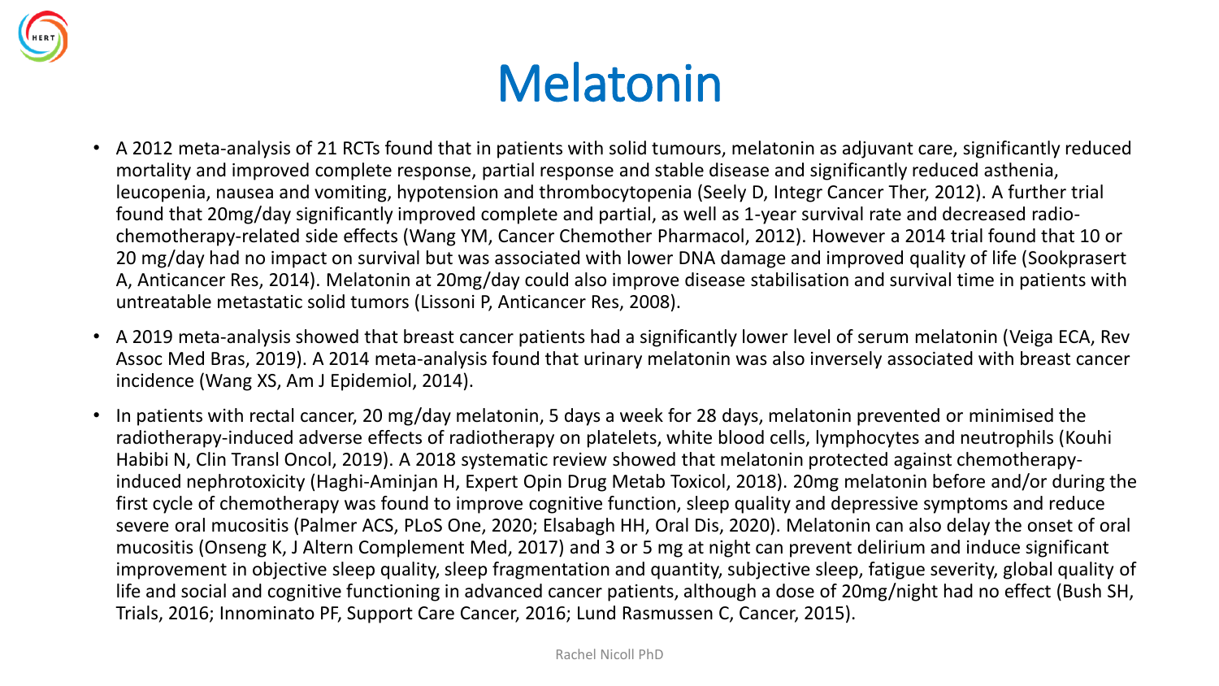# Melatonin

- A 2012 meta-analysis of 21 RCTs found that in patients with solid tumours, melatonin as adjuvant care, significantly reduced mortality and improved complete response, partial response and stable disease and significantly reduced asthenia, leucopenia, nausea and vomiting, hypotension and thrombocytopenia (Seely D, Integr Cancer Ther, 2012). A further trial found that 20mg/day significantly improved complete and partial, as well as 1-year survival rate and decreased radio-chemotherapy-related side effects (Wang YM, Cancer Chemother Pharmacol, 2012). However a 2014 trial found that 10 or 20 mg/day had no impact on survival but was associated with lower DNA damage and improved quality of life (Sookprasert A, Anticancer Res, 2014). Melatonin at 20mg/day could also improve disease stabilisation and survival time in patients with untreatable metastatic solid tumors (Lissoni P, Anticancer Res, 2008).
- A 2019 meta-analysis showed that breast cancer patients had a significantly lower level of serum melatonin (Veiga ECA, Rev Assoc Med Bras, 2019). A 2014 meta-analysis found that urinary melatonin was also inversely associated with breast cancer incidence (Wang XS, Am J Epidemiol, 2014).
- In patients with rectal cancer, 20 mg/day melatonin, 5 days a week for 28 days, melatonin prevented or minimised the radiotherapy-induced adverse effects of radiotherapy on platelets, white blood cells, lymphocytes and neutrophils (Kouhi Habibi N, Clin Transl Oncol, 2019). A 2018 systematic review showed that melatonin protected against chemotherapy-induced nephrotoxicity (Haghi-Aminjan H, Expert Opin Drug Metab Toxicol, 2018). 20mg melatonin before and/or during the first cycle of chemotherapy was found to improve cognitive function, sleep quality and depressive symptoms and reduce severe oral mucositis (Palmer ACS, PLoS One, 2020; Elsabagh HH, Oral Dis, 2020). Melatonin can also delay the onset of oral mucositis (Onseng K, J Altern Complement Med, 2017) and 3 or 5 mg at night can prevent delirium and induce significant improvement in objective sleep quality, sleep fragmentation and quantity, subjective sleep, fatigue severity, global quality of life and social and cognitive functioning in advanced cancer patients, although a dose of 20mg/night had no effect (Bush SH, Trials, 2016; Innominato PF, Support Care Cancer, 2016; Lund Rasmussen C, Cancer, 2015).

Rachel Nicoll PhD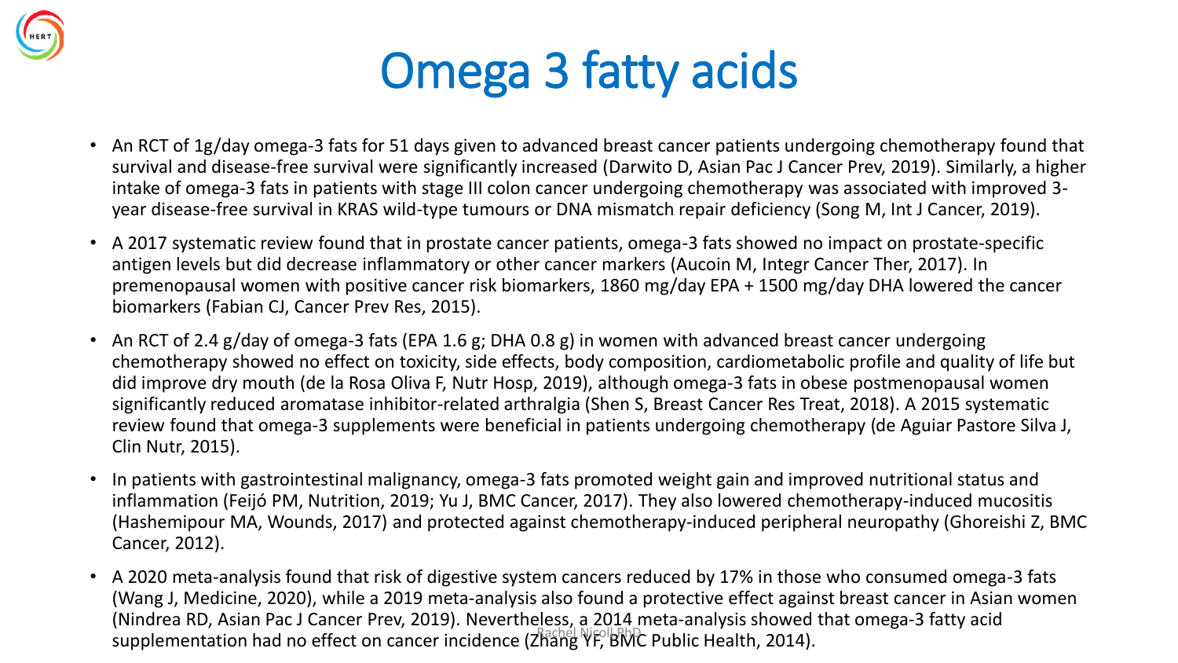# Omega 3 fatty acids

- An RCT of 1g/day omega-3 fats for 51 days given to advanced breast cancer patients undergoing chemotherapy found that survival and disease-free survival were significantly increased (Darwito D, Asian Pac J Cancer Prev, 2019). Similarly, a higher intake of omega-3 fats in patients with stage III colon cancer undergoing chemotherapy was associated with improved 3-year disease-free survival in KRAS wild-type tumours or DNA mismatch repair deficiency (Song M, Int J Cancer, 2019).
- A 2017 systematic review found that in prostate cancer patients, omega-3 fats showed no impact on prostate-specific antigen levels but did decrease inflammatory or other cancer markers (Aucoin M, Integr Cancer Ther, 2017). In premenopausal women with positive cancer risk biomarkers, 1860 mg/day EPA + 1500 mg/day DHA lowered the cancer biomarkers (Fabian CJ, Cancer Prev Res, 2015).
- An RCT of 2.4 g/day of omega-3 fats (EPA 1.6 g; DHA 0.8 g) in women with advanced breast cancer undergoing chemotherapy showed no effect on toxicity, side effects, body composition, cardiometabolic profile and quality of life but did improve dry mouth (de la Rosa Oliva F, Nutr Hosp, 2019), although omega-3 fats in obese postmenopausal women significantly reduced aromatase inhibitor-related arthralgia (Shen S, Breast Cancer Res Treat, 2018). A 2015 systematic review found that omega-3 supplements were beneficial in patients undergoing chemotherapy (de Aguiar Pastore Silva J, Clin Nutr, 2015).
- In patients with gastrointestinal malignancy, omega-3 fats promoted weight gain and improved nutritional status and inflammation (Feijó PM, Nutrition, 2019; Yu J, BMC Cancer, 2017). They also lowered chemotherapy-induced mucositis (Hashemipour MA, Wounds, 2017) and protected against chemotherapy-induced peripheral neuropathy (Ghoreishi Z, BMC Cancer, 2012).
- A 2020 meta-analysis found that risk of digestive system cancers reduced by 17% in those who consumed omega-3 fats (Wang J, Medicine, 2020), while a 2019 meta-analysis also found a protective effect against breast cancer in Asian women (Nindrea RD, Asian Pac J Cancer Prev, 2019). Nevertheless, a 2014 meta-analysis showed that omega-3 fatty acid supplementation had no effect on cancer incidence (Zhang YF, BMC Public Health, 2014).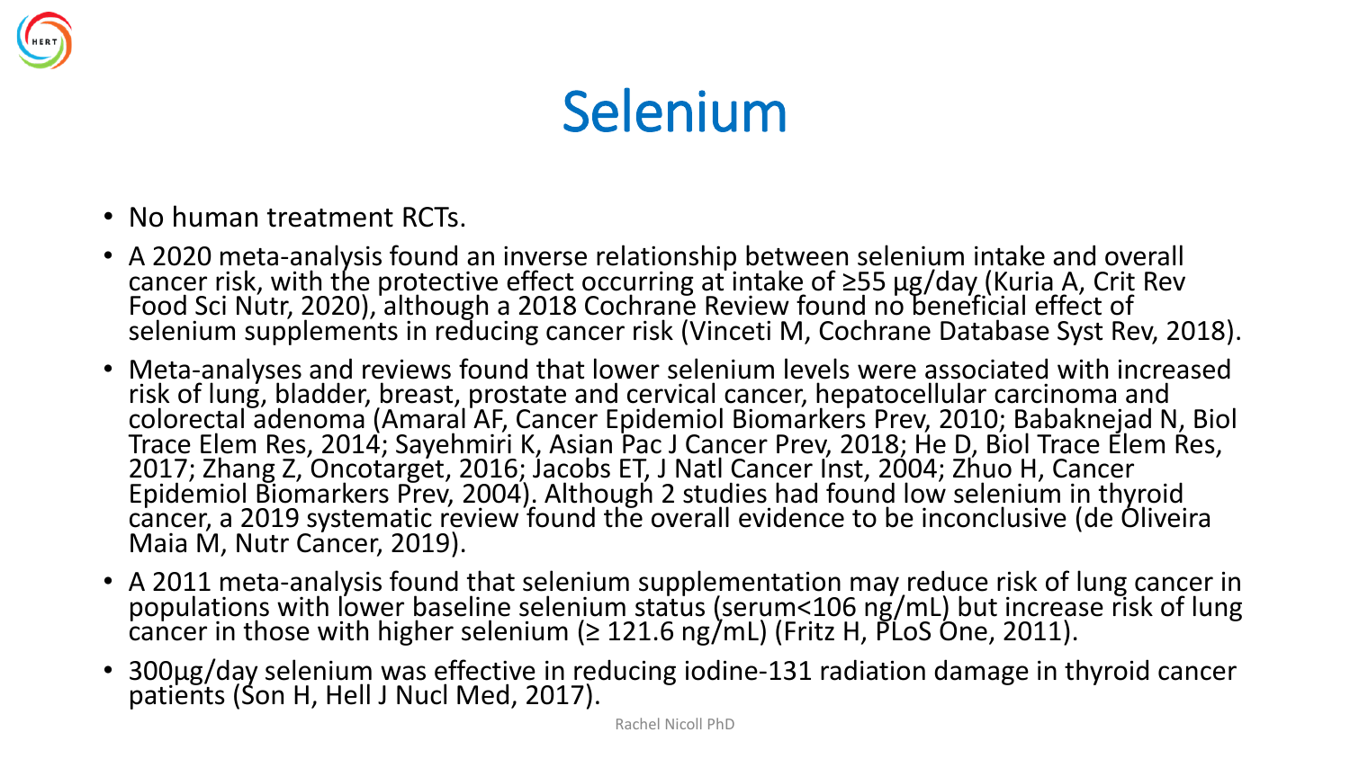# Selenium

- No human treatment RCTs.
- A 2020 meta-analysis found an inverse relationship between selenium intake and overall cancer risk, with the protective effect occurring at intake of ≥55 μg/day (Kuria A, Crit Rev Food Sci Nutr, 2020), although a 2018 Cochrane Review found no beneficial effect of selenium supplements in reducing cancer risk (Vinceti M, Cochrane Database Syst Rev, 2018).
- Meta-analyses and reviews found that lower selenium levels were associated with increased risk of lung, bladder, breast, prostate and cervical cancer, hepatocellular carcinoma and colorectal adenoma (Amaral AF, Cancer Epidemiol Biomarkers Prev, 2010; Babaknejad N, Biol Trace Elem Res, 2014; Sayehmiri K, Asian Pac J Cancer Prev, 2018; He D, Biol Trace Elem Res, 2017; Zhang Z, Oncotarget, 2016; Jacobs ET, J Natl Cancer Inst, 2004; Zhuo H, Cancer Epidemiol Biomarkers Prev, 2004). Although 2 studies had found low selenium in thyroid cancer, a 2019 systematic review found the overall evidence to be inconclusive (de Oliveira Maia M, Nutr Cancer, 2019).
- A 2011 meta-analysis found that selenium supplementation may reduce risk of lung cancer in populations with lower baseline selenium status (serum<106 ng/mL) but increase risk of lung cancer in those with higher selenium (≥ 121.6 ng/mL) (Fritz H, PLoS One, 2011).
- 300μg/day selenium was effective in reducing iodine-131 radiation damage in thyroid cancer patients (Son H, Hell J Nucl Med, 2017).

Rachel Nicoll PhD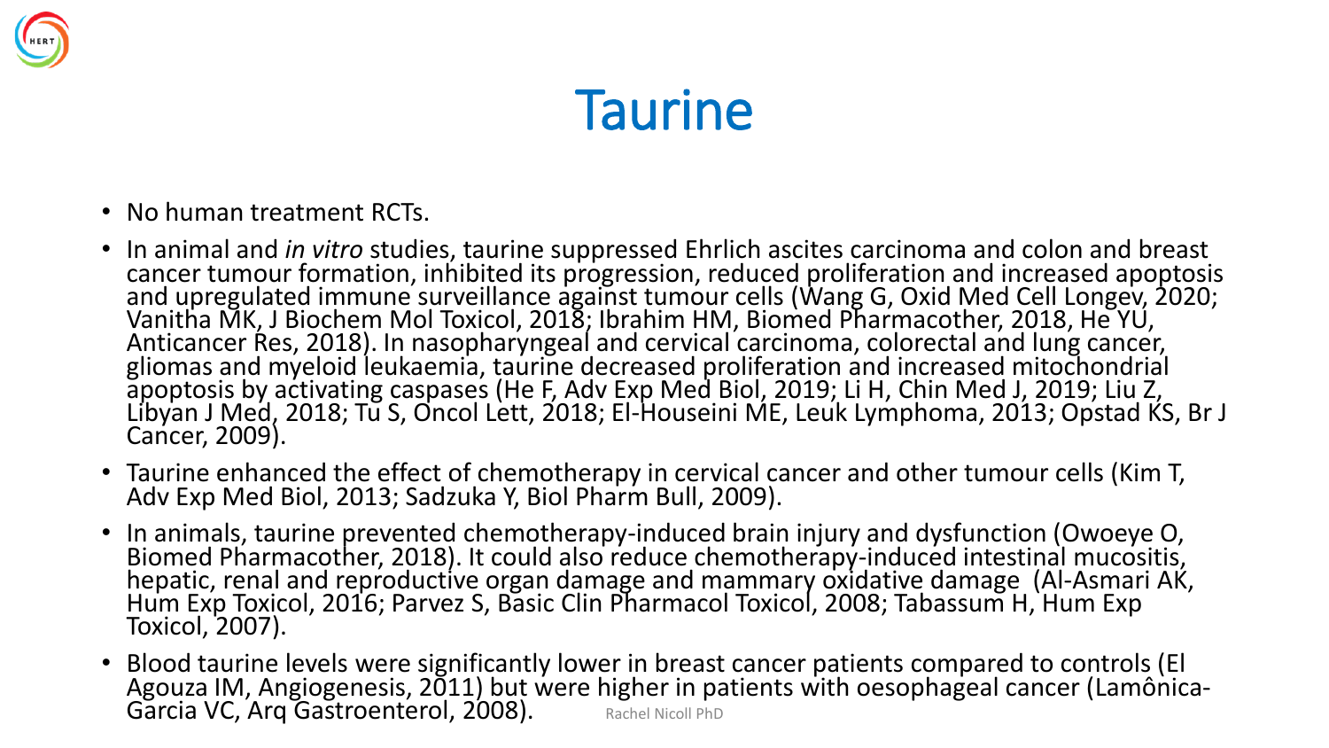# Taurine

- No human treatment RCTs.
- In animal and *in vitro* studies, taurine suppressed Ehrlich ascites carcinoma and colon and breast cancer tumour formation, inhibited its progression, reduced proliferation and increased apoptosis and upregulated immune surveillance against tumour cells (Wang G, Oxid Med Cell Longev, 2020; Vanitha MK, J Biochem Mol Toxicol, 2018; Ibrahim HM, Biomed Pharmacother, 2018, He YU, Anticancer Res, 2018). In nasopharyngeal and cervical carcinoma, colorectal and lung cancer, gliomas and myeloid leukaemia, taurine decreased proliferation and increased mitochondrial apoptosis by activating caspases (He F, Adv Exp Med Biol, 2019; Li H, Chin Med J, 2019; Liu Z, Libyan J Med, 2018; Tu S, Oncol Lett, 2018; El-Houseini ME, Leuk Lymphoma, 2013; Opstad KS, Br J Cancer, 2009).
- Taurine enhanced the effect of chemotherapy in cervical cancer and other tumour cells (Kim T, Adv Exp Med Biol, 2013; Sadzuka Y, Biol Pharm Bull, 2009).
- In animals, taurine prevented chemotherapy-induced brain injury and dysfunction (Owoeye O, Biomed Pharmacother, 2018). It could also reduce chemotherapy-induced intestinal mucositis, hepatic, renal and reproductive organ damage and mammary oxidative damage (Al-Asmari AK, Hum Exp Toxicol, 2016; Parvez S, Basic Clin Pharmacol Toxicol, 2008; Tabassum H, Hum Exp Toxicol, 2007).
- Blood taurine levels were significantly lower in breast cancer patients compared to controls (El Agouza IM, Angiogenesis, 2011) but were higher in patients with oesophageal cancer (Lamônica-Garcia VC, Arq Gastroenterol, 2008).

Rachel Nicoll PhD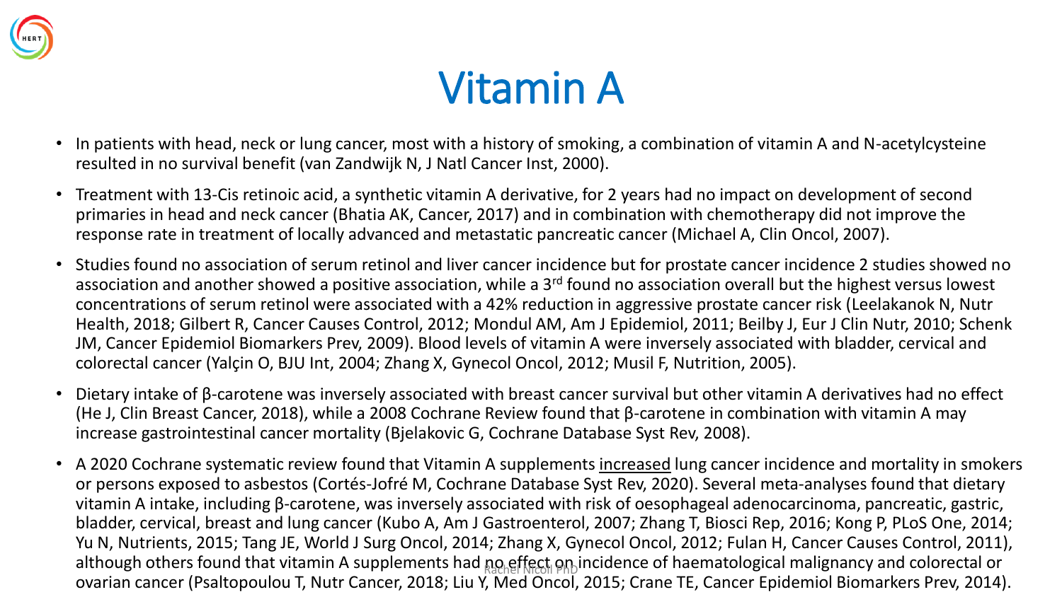# Vitamin A

- In patients with head, neck or lung cancer, most with a history of smoking, a combination of vitamin A and N-acetylcysteine resulted in no survival benefit (van Zandwijk N, J Natl Cancer Inst, 2000).
- Treatment with 13-Cis retinoic acid, a synthetic vitamin A derivative, for 2 years had no impact on development of second primaries in head and neck cancer (Bhatia AK, Cancer, 2017) and in combination with chemotherapy did not improve the response rate in treatment of locally advanced and metastatic pancreatic cancer (Michael A, Clin Oncol, 2007).
- Studies found no association of serum retinol and liver cancer incidence but for prostate cancer incidence 2 studies showed no association and another showed a positive association, while a 3rd found no association overall but the highest versus lowest concentrations of serum retinol were associated with a 42% reduction in aggressive prostate cancer risk (Leelakanok N, Nutr Health, 2018; Gilbert R, Cancer Causes Control, 2012; Mondul AM, Am J Epidemiol, 2011; Beilby J, Eur J Clin Nutr, 2010; Schenk JM, Cancer Epidemiol Biomarkers Prev, 2009). Blood levels of vitamin A were inversely associated with bladder, cervical and colorectal cancer (Yalçin O, BJU Int, 2004; Zhang X, Gynecol Oncol, 2012; Musil F, Nutrition, 2005).
- Dietary intake of β-carotene was inversely associated with breast cancer survival but other vitamin A derivatives had no effect (He J, Clin Breast Cancer, 2018), while a 2008 Cochrane Review found that β-carotene in combination with vitamin A may increase gastrointestinal cancer mortality (Bjelakovic G, Cochrane Database Syst Rev, 2008).
- A 2020 Cochrane systematic review found that Vitamin A supplements <u>increased</u> lung cancer incidence and mortality in smokers or persons exposed to asbestos (Cortés-Jofré M, Cochrane Database Syst Rev, 2020). Several meta-analyses found that dietary vitamin A intake, including β-carotene, was inversely associated with risk of oesophageal adenocarcinoma, pancreatic, gastric, bladder, cervical, breast and lung cancer (Kubo A, Am J Gastroenterol, 2007; Zhang T, Biosci Rep, 2016; Kong P, PLoS One, 2014; Yu N, Nutrients, 2015; Tang JE, World J Surg Oncol, 2014; Zhang X, Gynecol Oncol, 2012; Fulan H, Cancer Causes Control, 2011), although others found that vitamin A supplements had no effect on incidence of haematological malignancy and colorectal or ovarian cancer (Psaltopoulou T, Nutr Cancer, 2018; Liu Y, Med Oncol, 2015; Crane TE, Cancer Epidemiol Biomarkers Prev, 2014).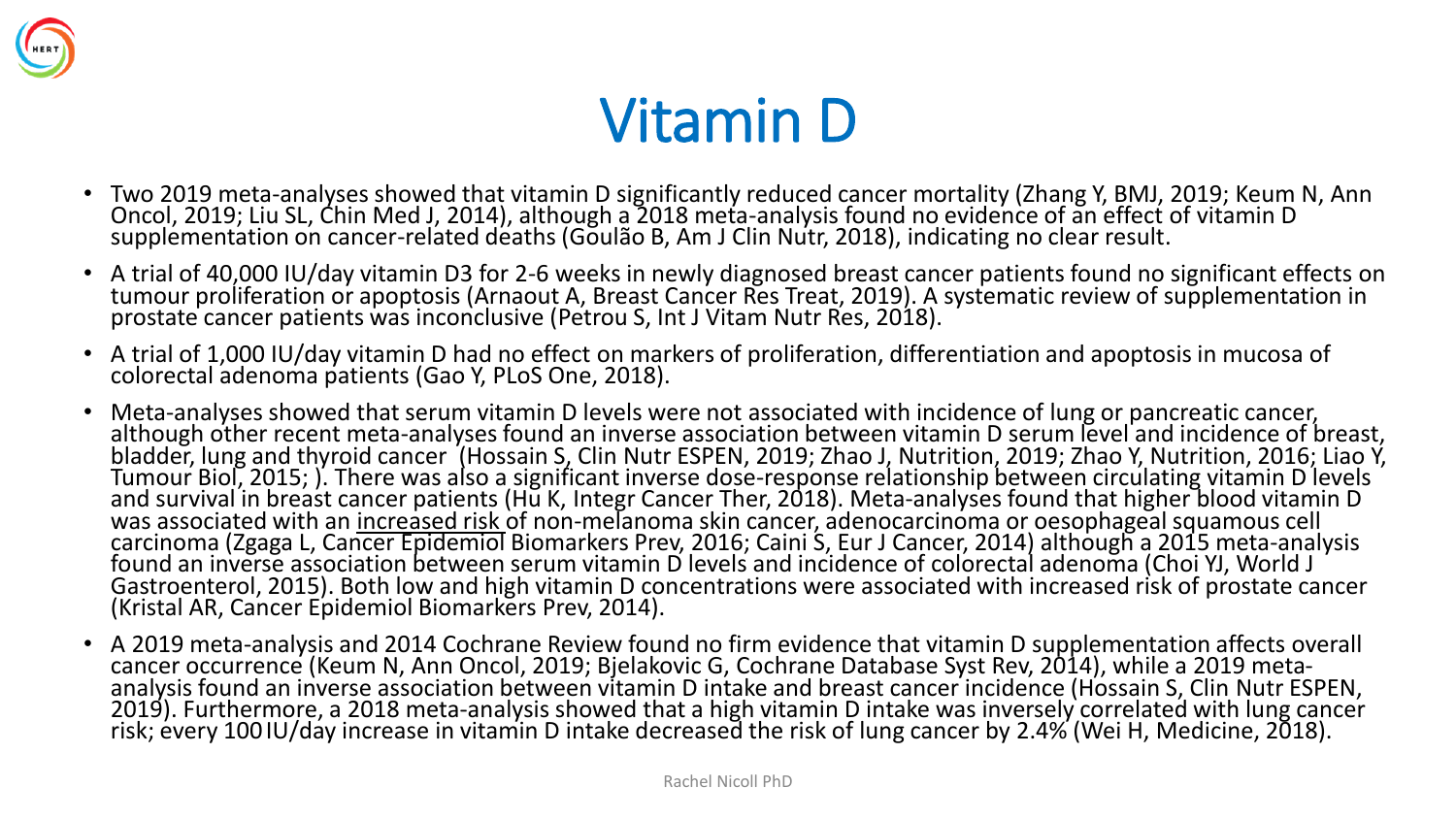# Vitamin D

- Two 2019 meta-analyses showed that vitamin D significantly reduced cancer mortality (Zhang Y, BMJ, 2019; Keum N, Ann Oncol, 2019; Liu SL, Chin Med J, 2014), although a 2018 meta-analysis found no evidence of an effect of vitamin D supplementation on cancer-related deaths (Goulão B, Am J Clin Nutr, 2018), indicating no clear result.
- A trial of 40,000 IU/day vitamin D3 for 2-6 weeks in newly diagnosed breast cancer patients found no significant effects on tumour proliferation or apoptosis (Arnaout A, Breast Cancer Res Treat, 2019). A systematic review of supplementation in prostate cancer patients was inconclusive (Petrou S, Int J Vitam Nutr Res, 2018).
- A trial of 1,000 IU/day vitamin D had no effect on markers of proliferation, differentiation and apoptosis in mucosa of colorectal adenoma patients (Gao Y, PLoS One, 2018).
- Meta-analyses showed that serum vitamin D levels were not associated with incidence of lung or pancreatic cancer, although other recent meta-analyses found an inverse association between vitamin D serum level and incidence of breast, bladder, lung and thyroid cancer (Hossain S, Clin Nutr ESPEN, 2019; Zhao J, Nutrition, 2019; Zhao Y, Nutrition, 2016; Liao Y, Tumour Biol, 2015; ). There was also a significant inverse dose-response relationship between circulating vitamin D levels and survival in breast cancer patients (Hu K, Integr Cancer Ther, 2018). Meta-analyses found that higher blood vitamin D was associated with an <u>increased risk</u> of non-melanoma skin cancer, adenocarcinoma or oesophageal squamous cell carcinoma (Zgaga L, Cancer Epidemiol Biomarkers Prev, 2016; Caini S, Eur J Cancer, 2014) although a 2015 meta-analysis found an inverse association between serum vitamin D levels and incidence of colorectal adenoma (Choi YJ, World J Gastroenterol, 2015). Both low and high vitamin D concentrations were associated with increased risk of prostate cancer (Kristal AR, Cancer Epidemiol Biomarkers Prev, 2014).
- A 2019 meta-analysis and 2014 Cochrane Review found no firm evidence that vitamin D supplementation affects overall cancer occurrence (Keum N, Ann Oncol, 2019; Bjelakovic G, Cochrane Database Syst Rev, 2014), while a 2019 meta-analysis found an inverse association between vitamin D intake and breast cancer incidence (Hossain S, Clin Nutr ESPEN, 2019). Furthermore, a 2018 meta-analysis showed that a high vitamin D intake was inversely correlated with lung cancer risk; every 100 IU/day increase in vitamin D intake decreased the risk of lung cancer by 2.4% (Wei H, Medicine, 2018).

Rachel Nicoll PhD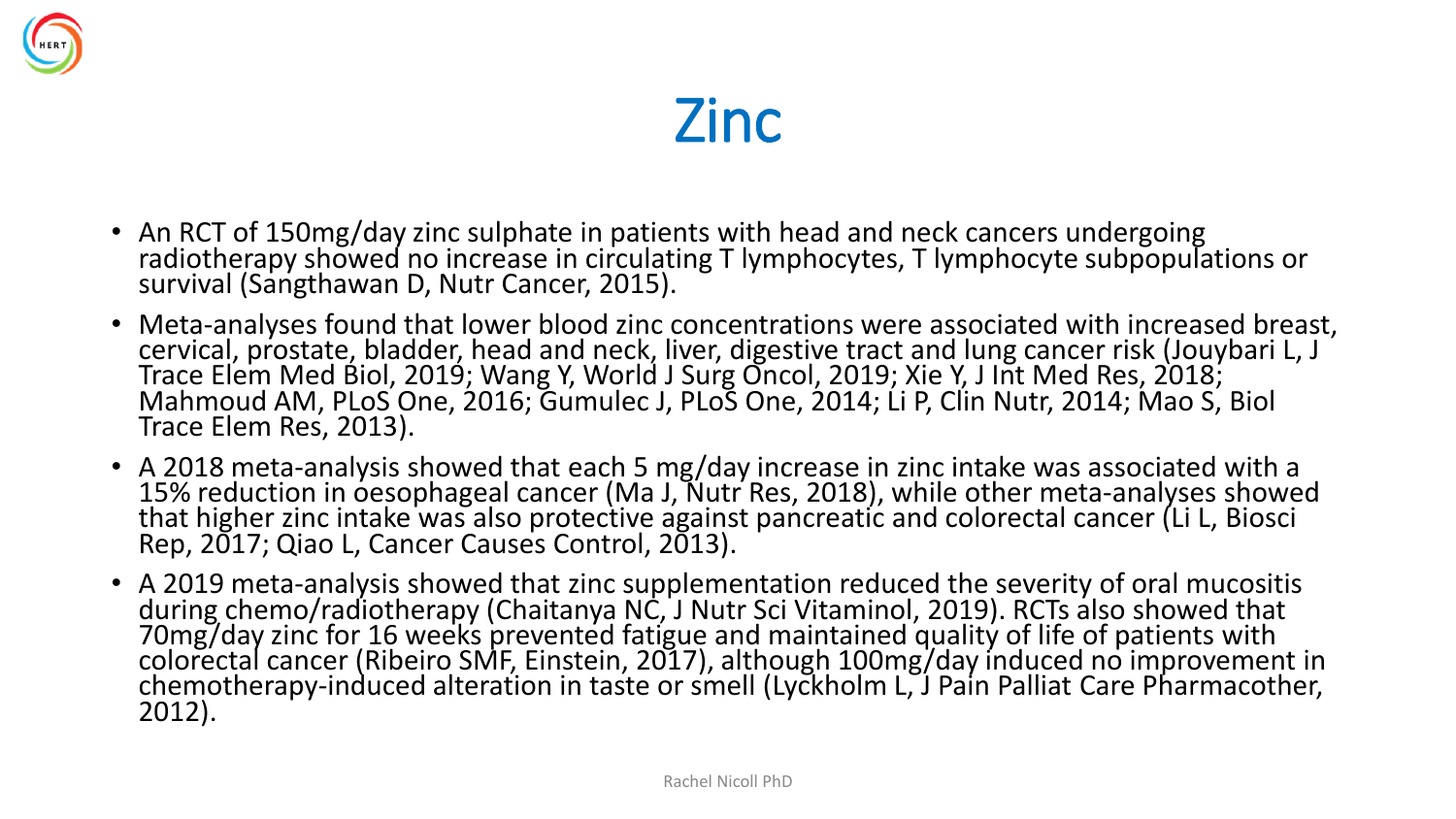# Zinc

- An RCT of 150mg/day zinc sulphate in patients with head and neck cancers undergoing radiotherapy showed no increase in circulating T lymphocytes, T lymphocyte subpopulations or survival (Sangthawan D, Nutr Cancer, 2015).
- Meta-analyses found that lower blood zinc concentrations were associated with increased breast, cervical, prostate, bladder, head and neck, liver, digestive tract and lung cancer risk (Jouybari L, J Trace Elem Med Biol, 2019; Wang Y, World J Surg Oncol, 2019; Xie Y, J Int Med Res, 2018; Mahmoud AM, PLoS One, 2016; Gumulec J, PLoS One, 2014; Li P, Clin Nutr, 2014; Mao S, Biol Trace Elem Res, 2013).
- A 2018 meta-analysis showed that each 5 mg/day increase in zinc intake was associated with a 15% reduction in oesophageal cancer (Ma J, Nutr Res, 2018), while other meta-analyses showed that higher zinc intake was also protective against pancreatic and colorectal cancer (Li L, Biosci Rep, 2017; Qiao L, Cancer Causes Control, 2013).
- A 2019 meta-analysis showed that zinc supplementation reduced the severity of oral mucositis during chemo/radiotherapy (Chaitanya NC, J Nutr Sci Vitaminol, 2019). RCTs also showed that 70mg/day zinc for 16 weeks prevented fatigue and maintained quality of life of patients with colorectal cancer (Ribeiro SMF, Einstein, 2017), although 100mg/day induced no improvement in chemotherapy-induced alteration in taste or smell (Lyckholm L, J Pain Palliat Care Pharmacother, 2012).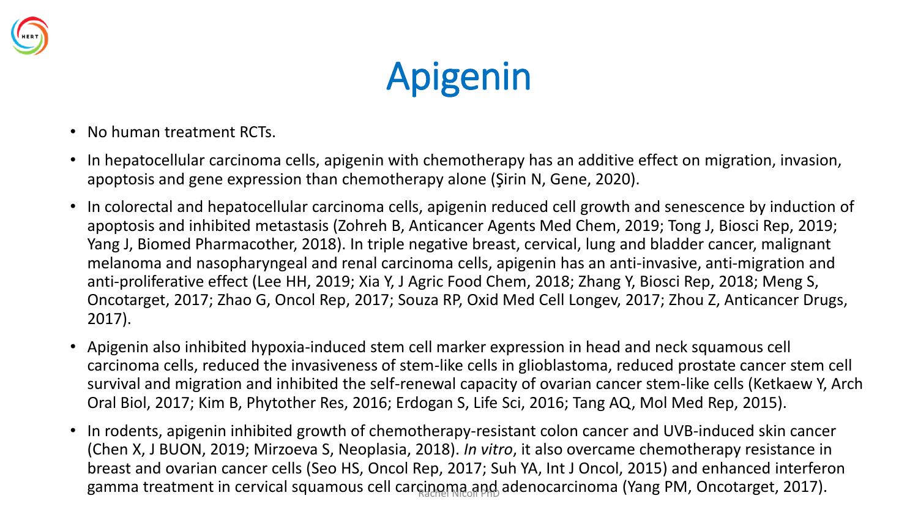# Apigenin

- No human treatment RCTs.
- In hepatocellular carcinoma cells, apigenin with chemotherapy has an additive effect on migration, invasion, apoptosis and gene expression than chemotherapy alone (Şirin N, Gene, 2020).
- In colorectal and hepatocellular carcinoma cells, apigenin reduced cell growth and senescence by induction of apoptosis and inhibited metastasis (Zohreh B, Anticancer Agents Med Chem, 2019; Tong J, Biosci Rep, 2019; Yang J, Biomed Pharmacother, 2018). In triple negative breast, cervical, lung and bladder cancer, malignant melanoma and nasopharyngeal and renal carcinoma cells, apigenin has an anti-invasive, anti-migration and anti-proliferative effect (Lee HH, 2019; Xia Y, J Agric Food Chem, 2018; Zhang Y, Biosci Rep, 2018; Meng S, Oncotarget, 2017; Zhao G, Oncol Rep, 2017; Souza RP, Oxid Med Cell Longev, 2017; Zhou Z, Anticancer Drugs, 2017).
- Apigenin also inhibited hypoxia-induced stem cell marker expression in head and neck squamous cell carcinoma cells, reduced the invasiveness of stem-like cells in glioblastoma, reduced prostate cancer stem cell survival and migration and inhibited the self-renewal capacity of ovarian cancer stem-like cells (Ketkaew Y, Arch Oral Biol, 2017; Kim B, Phytother Res, 2016; Erdogan S, Life Sci, 2016; Tang AQ, Mol Med Rep, 2015).
- In rodents, apigenin inhibited growth of chemotherapy-resistant colon cancer and UVB-induced skin cancer (Chen X, J BUON, 2019; Mirzoeva S, Neoplasia, 2018). *In vitro*, it also overcame chemotherapy resistance in breast and ovarian cancer cells (Seo HS, Oncol Rep, 2017; Suh YA, Int J Oncol, 2015) and enhanced interferon gamma treatment in cervical squamous cell carcinoma and adenocarcinoma (Yang PM, Oncotarget, 2017).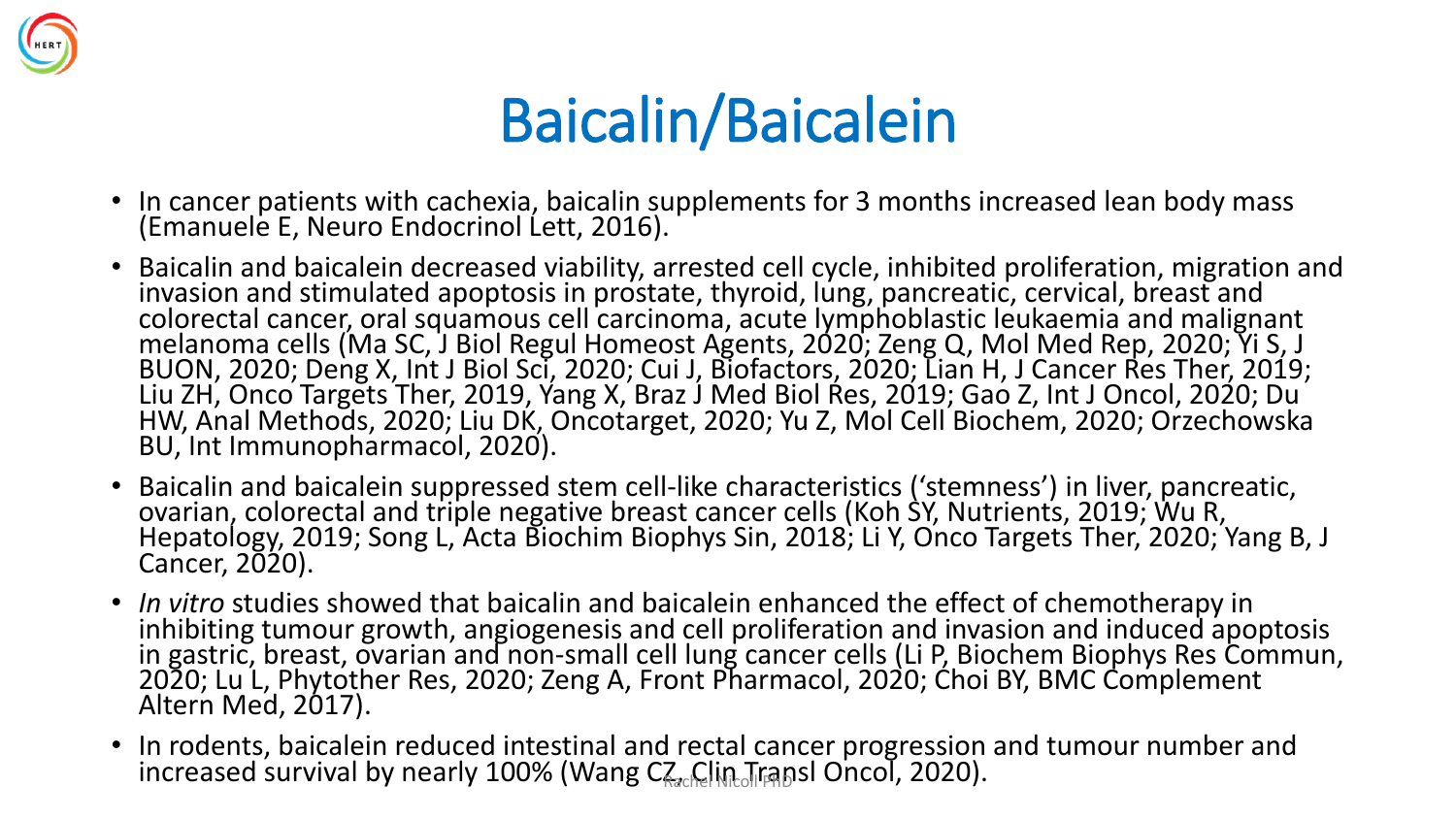# Baicalin/Baicalein

- In cancer patients with cachexia, baicalin supplements for 3 months increased lean body mass (Emanuele E, Neuro Endocrinol Lett, 2016).
- Baicalin and baicalein decreased viability, arrested cell cycle, inhibited proliferation, migration and invasion and stimulated apoptosis in prostate, thyroid, lung, pancreatic, cervical, breast and colorectal cancer, oral squamous cell carcinoma, acute lymphoblastic leukaemia and malignant melanoma cells (Ma SC, J Biol Regul Homeost Agents, 2020; Zeng Q, Mol Med Rep, 2020; Yi S, J BUON, 2020; Deng X, Int J Biol Sci, 2020; Cui J, Biofactors, 2020; Lian H, J Cancer Res Ther, 2019; Liu ZH, Onco Targets Ther, 2019, Yang X, Braz J Med Biol Res, 2019; Gao Z, Int J Oncol, 2020; Du HW, Anal Methods, 2020; Liu DK, Oncotarget, 2020; Yu Z, Mol Cell Biochem, 2020; Orzechowska BU, Int Immunopharmacol, 2020).
- Baicalin and baicalein suppressed stem cell-like characteristics ('stemness') in liver, pancreatic, ovarian, colorectal and triple negative breast cancer cells (Koh SY, Nutrients, 2019; Wu R, Hepatology, 2019; Song L, Acta Biochim Biophys Sin, 2018; Li Y, Onco Targets Ther, 2020; Yang B, J Cancer, 2020).
- *In vitro* studies showed that baicalin and baicalein enhanced the effect of chemotherapy in inhibiting tumour growth, angiogenesis and cell proliferation and invasion and induced apoptosis in gastric, breast, ovarian and non-small cell lung cancer cells (Li P, Biochem Biophys Res Commun, 2020; Lu L, Phytother Res, 2020; Zeng A, Front Pharmacol, 2020; Choi BY, BMC Complement Altern Med, 2017).
- In rodents, baicalein reduced intestinal and rectal cancer progression and tumour number and increased survival by nearly 100% (Wang CZ, Clin Transl Oncol, 2020).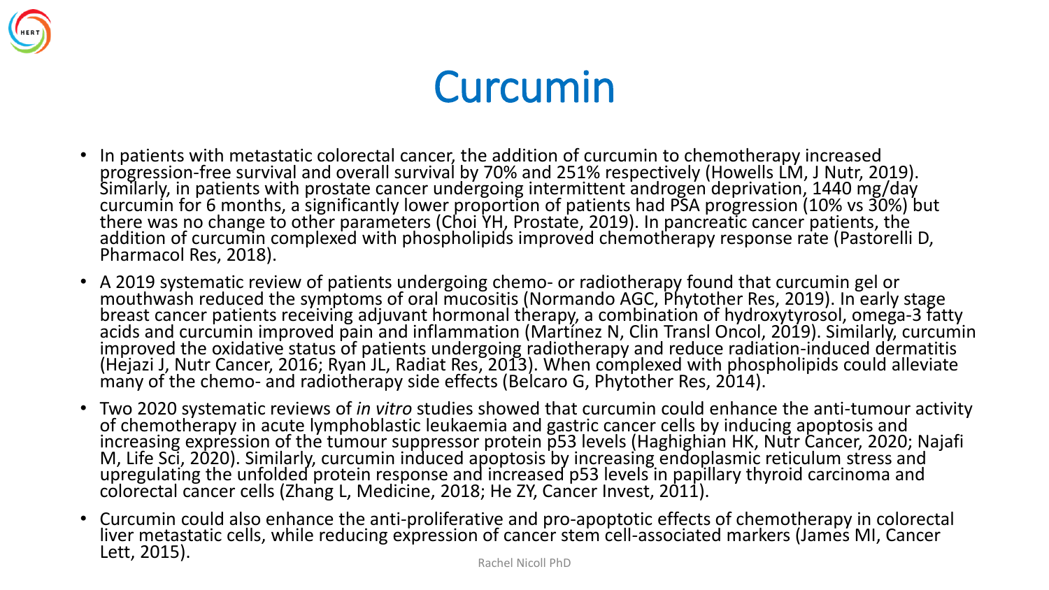# Curcumin

- In patients with metastatic colorectal cancer, the addition of curcumin to chemotherapy increased progression-free survival and overall survival by 70% and 251% respectively (Howells LM, J Nutr, 2019). Similarly, in patients with prostate cancer undergoing intermittent androgen deprivation, 1440 mg/day curcumin for 6 months, a significantly lower proportion of patients had PSA progression (10% vs 30%) but there was no change to other parameters (Choi YH, Prostate, 2019). In pancreatic cancer patients, the addition of curcumin complexed with phospholipids improved chemotherapy response rate (Pastorelli D, Pharmacol Res, 2018).
- A 2019 systematic review of patients undergoing chemo- or radiotherapy found that curcumin gel or mouthwash reduced the symptoms of oral mucositis (Normando AGC, Phytother Res, 2019). In early stage breast cancer patients receiving adjuvant hormonal therapy, a combination of hydroxytyrosol, omega-3 fatty acids and curcumin improved pain and inflammation (Martínez N, Clin Transl Oncol, 2019). Similarly, curcumin improved the oxidative status of patients undergoing radiotherapy and reduce radiation-induced dermatitis (Hejazi J, Nutr Cancer, 2016; Ryan JL, Radiat Res, 2013). When complexed with phospholipids could alleviate many of the chemo- and radiotherapy side effects (Belcaro G, Phytother Res, 2014).
- Two 2020 systematic reviews of *in vitro* studies showed that curcumin could enhance the anti-tumour activity of chemotherapy in acute lymphoblastic leukaemia and gastric cancer cells by inducing apoptosis and increasing expression of the tumour suppressor protein p53 levels (Haghighian HK, Nutr Cancer, 2020; Najafi M, Life Sci, 2020). Similarly, curcumin induced apoptosis by increasing endoplasmic reticulum stress and upregulating the unfolded protein response and increased p53 levels in papillary thyroid carcinoma and colorectal cancer cells (Zhang L, Medicine, 2018; He ZY, Cancer Invest, 2011).
- Curcumin could also enhance the anti-proliferative and pro-apoptotic effects of chemotherapy in colorectal liver metastatic cells, while reducing expression of cancer stem cell-associated markers (James MI, Cancer Lett, 2015).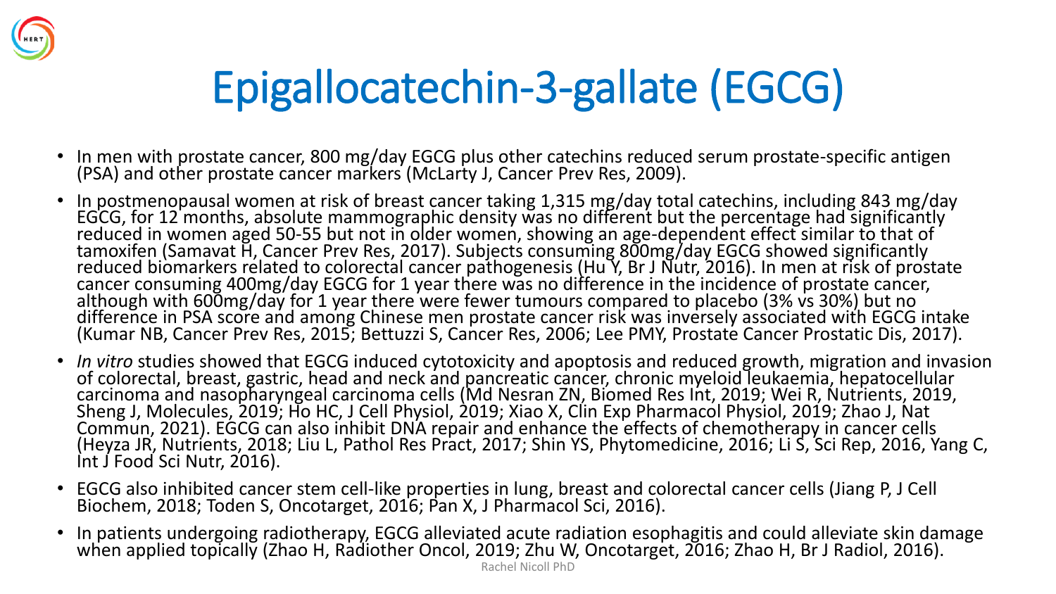# Epigallocatechin-3-gallate (EGCG)

- In men with prostate cancer, 800 mg/day EGCG plus other catechins reduced serum prostate-specific antigen (PSA) and other prostate cancer markers (McLarty J, Cancer Prev Res, 2009).
- In postmenopausal women at risk of breast cancer taking 1,315 mg/day total catechins, including 843 mg/day EGCG, for 12 months, absolute mammographic density was no different but the percentage had significantly reduced in women aged 50-55 but not in older women, showing an age-dependent effect similar to that of tamoxifen (Samavat H, Cancer Prev Res, 2017). Subjects consuming 800mg/day EGCG showed significantly reduced biomarkers related to colorectal cancer pathogenesis (Hu Y, Br J Nutr, 2016). In men at risk of prostate cancer consuming 400mg/day EGCG for 1 year there was no difference in the incidence of prostate cancer, although with 600mg/day for 1 year there were fewer tumours compared to placebo (3% vs 30%) but no difference in PSA score and among Chinese men prostate cancer risk was inversely associated with EGCG intake (Kumar NB, Cancer Prev Res, 2015; Bettuzzi S, Cancer Res, 2006; Lee PMY, Prostate Cancer Prostatic Dis, 2017).
- *In vitro* studies showed that EGCG induced cytotoxicity and apoptosis and reduced growth, migration and invasion of colorectal, breast, gastric, head and neck and pancreatic cancer, chronic myeloid leukaemia, hepatocellular carcinoma and nasopharyngeal carcinoma cells (Md Nesran ZN, Biomed Res Int, 2019; Wei R, Nutrients, 2019, Sheng J, Molecules, 2019; Ho HC, J Cell Physiol, 2019; Xiao X, Clin Exp Pharmacol Physiol, 2019; Zhao J, Nat Commun, 2021). EGCG can also inhibit DNA repair and enhance the effects of chemotherapy in cancer cells (Heyza JR, Nutrients, 2018; Liu L, Pathol Res Pract, 2017; Shin YS, Phytomedicine, 2016; Li S, Sci Rep, 2016, Yang C, Int J Food Sci Nutr, 2016).
- EGCG also inhibited cancer stem cell-like properties in lung, breast and colorectal cancer cells (Jiang P, J Cell Biochem, 2018; Toden S, Oncotarget, 2016; Pan X, J Pharmacol Sci, 2016).
- In patients undergoing radiotherapy, EGCG alleviated acute radiation esophagitis and could alleviate skin damage when applied topically (Zhao H, Radiother Oncol, 2019; Zhu W, Oncotarget, 2016; Zhao H, Br J Radiol, 2016).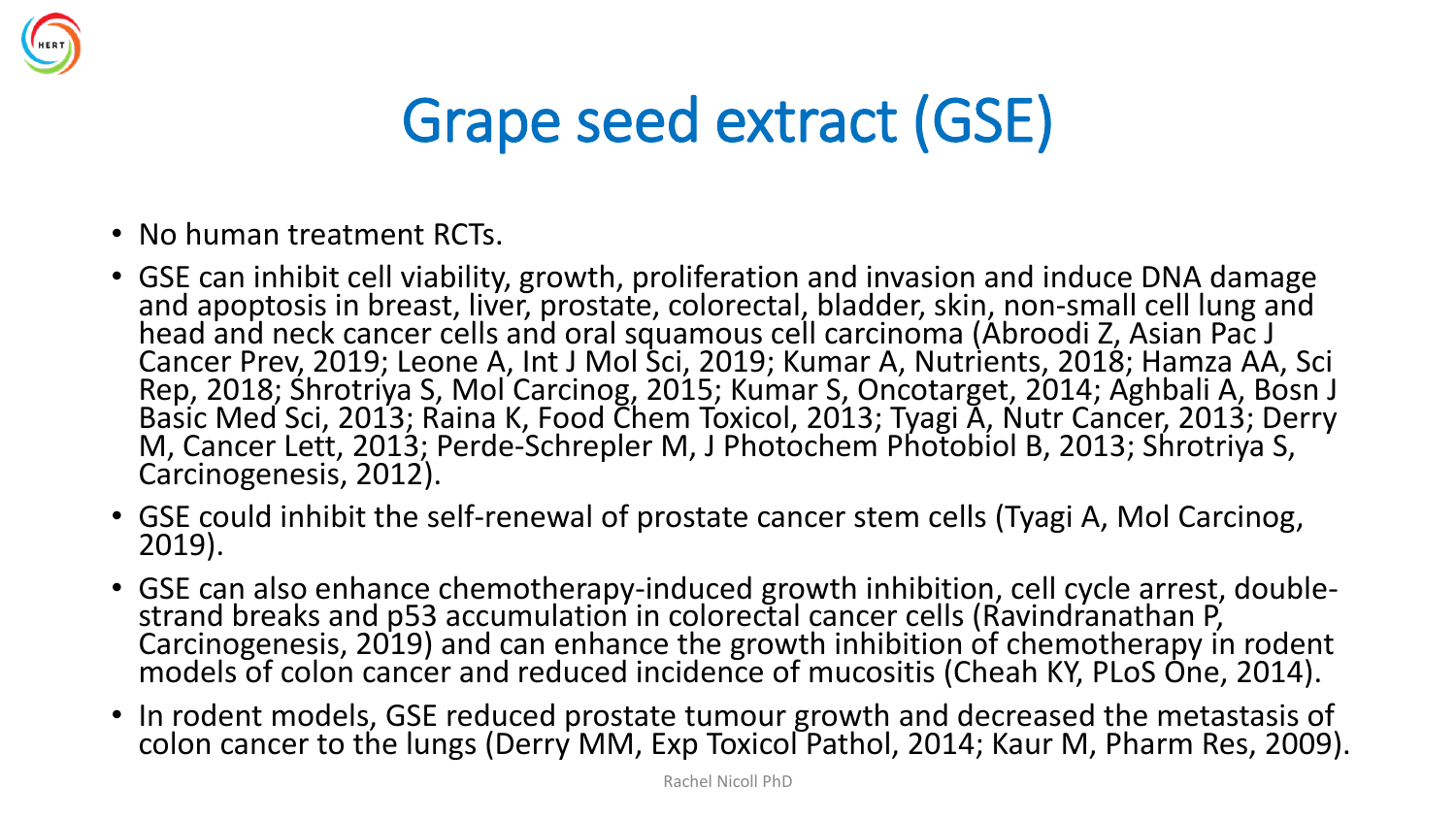# Grape seed extract (GSE)

- No human treatment RCTs.
- GSE can inhibit cell viability, growth, proliferation and invasion and induce DNA damage and apoptosis in breast, liver, prostate, colorectal, bladder, skin, non-small cell lung and head and neck cancer cells and oral squamous cell carcinoma (Abroodi Z, Asian Pac J Cancer Prev, 2019; Leone A, Int J Mol Sci, 2019; Kumar A, Nutrients, 2018; Hamza AA, Sci Rep, 2018; Shrotriya S, Mol Carcinog, 2015; Kumar S, Oncotarget, 2014; Aghbali A, Bosn J Basic Med Sci, 2013; Raina K, Food Chem Toxicol, 2013; Tyagi A, Nutr Cancer, 2013; Derry M, Cancer Lett, 2013; Perde-Schrepler M, J Photochem Photobiol B, 2013; Shrotriya S, Carcinogenesis, 2012).
- GSE could inhibit the self-renewal of prostate cancer stem cells (Tyagi A, Mol Carcinog, 2019).
- GSE can also enhance chemotherapy-induced growth inhibition, cell cycle arrest, double-strand breaks and p53 accumulation in colorectal cancer cells (Ravindranathan P, Carcinogenesis, 2019) and can enhance the growth inhibition of chemotherapy in rodent models of colon cancer and reduced incidence of mucositis (Cheah KY, PLoS One, 2014).
- In rodent models, GSE reduced prostate tumour growth and decreased the metastasis of colon cancer to the lungs (Derry MM, Exp Toxicol Pathol, 2014; Kaur M, Pharm Res, 2009).

Rachel Nicoll PhD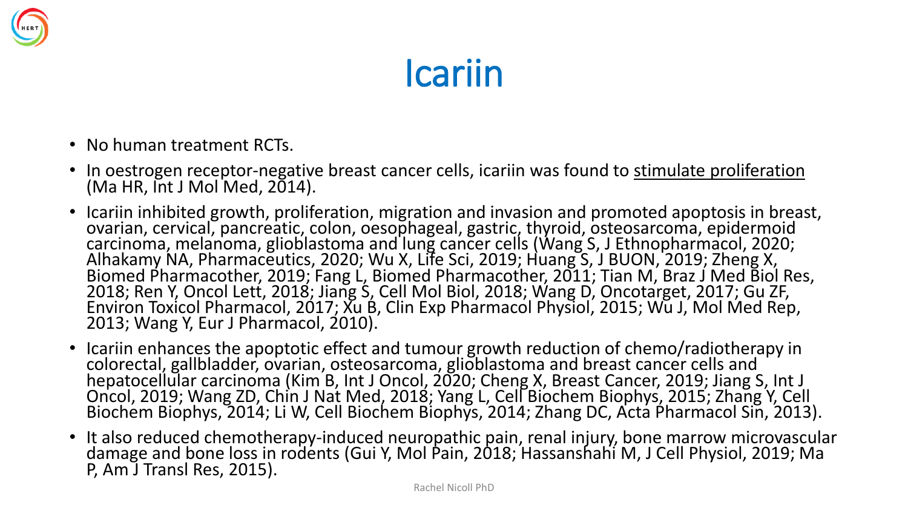# Icariin

- No human treatment RCTs.
- In oestrogen receptor-negative breast cancer cells, icariin was found to <u>stimulate proliferation</u> (Ma HR, Int J Mol Med, 2014).
- Icariin inhibited growth, proliferation, migration and invasion and promoted apoptosis in breast, ovarian, cervical, pancreatic, colon, oesophageal, gastric, thyroid, osteosarcoma, epidermoid carcinoma, melanoma, glioblastoma and lung cancer cells (Wang S, J Ethnopharmacol, 2020; Alhakamy NA, Pharmaceutics, 2020; Wu X, Life Sci, 2019; Huang S, J BUON, 2019; Zheng X, Biomed Pharmacother, 2019; Fang L, Biomed Pharmacother, 2011; Tian M, Braz J Med Biol Res, 2018; Ren Y, Oncol Lett, 2018; Jiang S, Cell Mol Biol, 2018; Wang D, Oncotarget, 2017; Gu ZF, Environ Toxicol Pharmacol, 2017; Xu B, Clin Exp Pharmacol Physiol, 2015; Wu J, Mol Med Rep, 2013; Wang Y, Eur J Pharmacol, 2010).
- Icariin enhances the apoptotic effect and tumour growth reduction of chemo/radiotherapy in colorectal, gallbladder, ovarian, osteosarcoma, glioblastoma and breast cancer cells and hepatocellular carcinoma (Kim B, Int J Oncol, 2020; Cheng X, Breast Cancer, 2019; Jiang S, Int J Oncol, 2019; Wang ZD, Chin J Nat Med, 2018; Yang L, Cell Biochem Biophys, 2015; Zhang Y, Cell Biochem Biophys, 2014; Li W, Cell Biochem Biophys, 2014; Zhang DC, Acta Pharmacol Sin, 2013).
- It also reduced chemotherapy-induced neuropathic pain, renal injury, bone marrow microvascular damage and bone loss in rodents (Gui Y, Mol Pain, 2018; Hassanshahi M, J Cell Physiol, 2019; Ma P, Am J Transl Res, 2015).

Rachel Nicoll PhD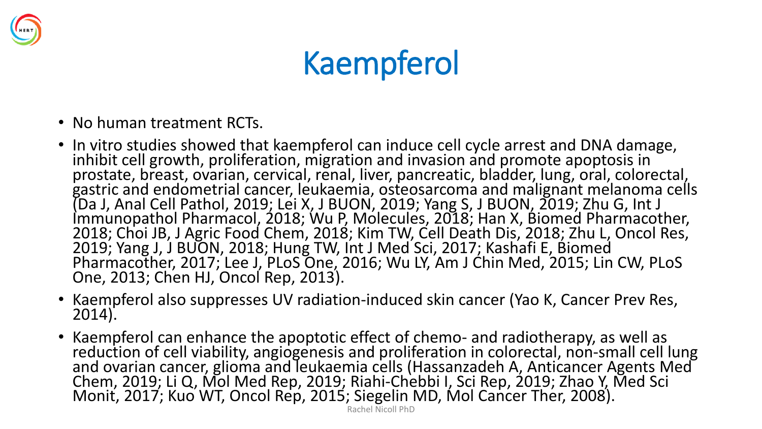# Kaempferol

- No human treatment RCTs.
- In vitro studies showed that kaempferol can induce cell cycle arrest and DNA damage, inhibit cell growth, proliferation, migration and invasion and promote apoptosis in prostate, breast, ovarian, cervical, renal, liver, pancreatic, bladder, lung, oral, colorectal, gastric and endometrial cancer, leukaemia, osteosarcoma and malignant melanoma cells (Da J, Anal Cell Pathol, 2019; Lei X, J BUON, 2019; Yang S, J BUON, 2019; Zhu G, Int J Immunopathol Pharmacol, 2018; Wu P, Molecules, 2018; Han X, Biomed Pharmacother, 2018; Choi JB, J Agric Food Chem, 2018; Kim TW, Cell Death Dis, 2018; Zhu L, Oncol Res, 2019; Yang J, J BUON, 2018; Hung TW, Int J Med Sci, 2017; Kashafi E, Biomed Pharmacother, 2017; Lee J, PLoS One, 2016; Wu LY, Am J Chin Med, 2015; Lin CW, PLoS One, 2013; Chen HJ, Oncol Rep, 2013).
- Kaempferol also suppresses UV radiation-induced skin cancer (Yao K, Cancer Prev Res, 2014).
- Kaempferol can enhance the apoptotic effect of chemo- and radiotherapy, as well as reduction of cell viability, angiogenesis and proliferation in colorectal, non-small cell lung and ovarian cancer, glioma and leukaemia cells (Hassanzadeh A, Anticancer Agents Med Chem, 2019; Li Q, Mol Med Rep, 2019; Riahi-Chebbi I, Sci Rep, 2019; Zhao Y, Med Sci Monit, 2017; Kuo WT, Oncol Rep, 2015; Siegelin MD, Mol Cancer Ther, 2008).

Rachel Nicoll PhD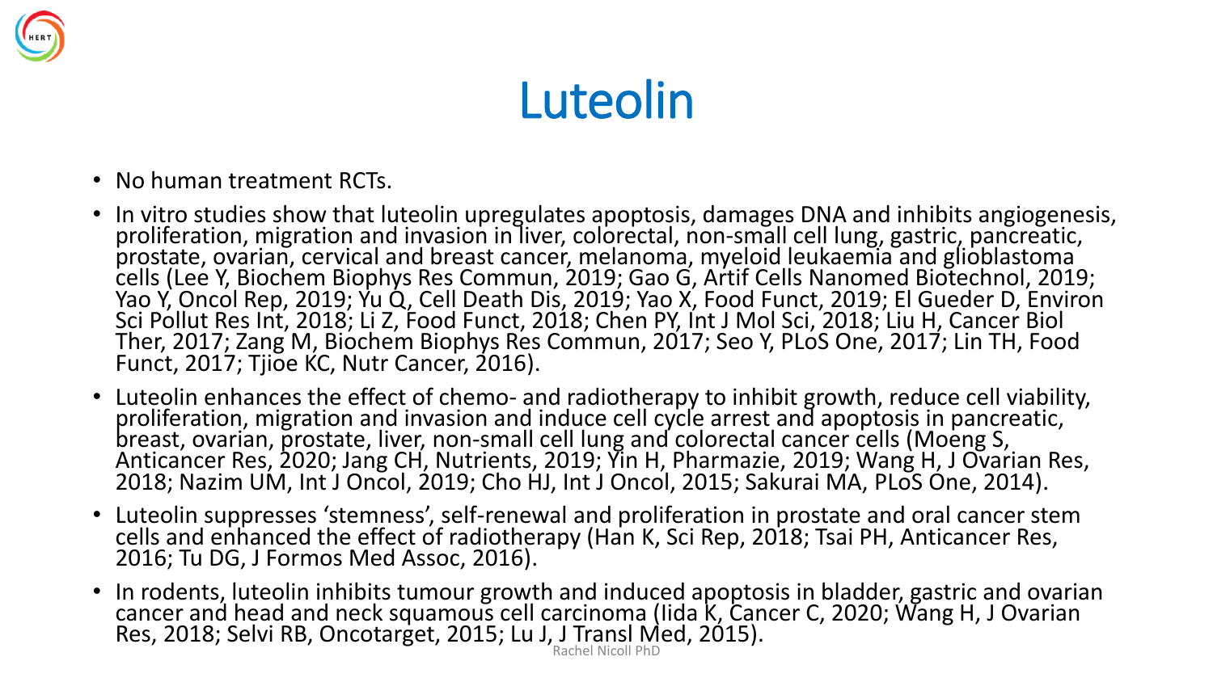# Luteolin

- No human treatment RCTs.
- In vitro studies show that luteolin upregulates apoptosis, damages DNA and inhibits angiogenesis, proliferation, migration and invasion in liver, colorectal, non-small cell lung, gastric, pancreatic, prostate, ovarian, cervical and breast cancer, melanoma, myeloid leukaemia and glioblastoma cells (Lee Y, Biochem Biophys Res Commun, 2019; Gao G, Artif Cells Nanomed Biotechnol, 2019; Yao Y, Oncol Rep, 2019; Yu Q, Cell Death Dis, 2019; Yao X, Food Funct, 2019; El Gueder D, Environ Sci Pollut Res Int, 2018; Li Z, Food Funct, 2018; Chen PY, Int J Mol Sci, 2018; Liu H, Cancer Biol Ther, 2017; Zang M, Biochem Biophys Res Commun, 2017; Seo Y, PLoS One, 2017; Lin TH, Food Funct, 2017; Tjioe KC, Nutr Cancer, 2016).
- Luteolin enhances the effect of chemo- and radiotherapy to inhibit growth, reduce cell viability, proliferation, migration and invasion and induce cell cycle arrest and apoptosis in pancreatic, breast, ovarian, prostate, liver, non-small cell lung and colorectal cancer cells (Moeng S, Anticancer Res, 2020; Jang CH, Nutrients, 2019; Yin H, Pharmazie, 2019; Wang H, J Ovarian Res, 2018; Nazim UM, Int J Oncol, 2019; Cho HJ, Int J Oncol, 2015; Sakurai MA, PLoS One, 2014).
- Luteolin suppresses 'stemness', self-renewal and proliferation in prostate and oral cancer stem cells and enhanced the effect of radiotherapy (Han K, Sci Rep, 2018; Tsai PH, Anticancer Res, 2016; Tu DG, J Formos Med Assoc, 2016).
- In rodents, luteolin inhibits tumour growth and induced apoptosis in bladder, gastric and ovarian cancer and head and neck squamous cell carcinoma (Iida K, Cancer C, 2020; Wang H, J Ovarian Res, 2018; Selvi RB, Oncotarget, 2015; Lu J, J Transl Med, 2015).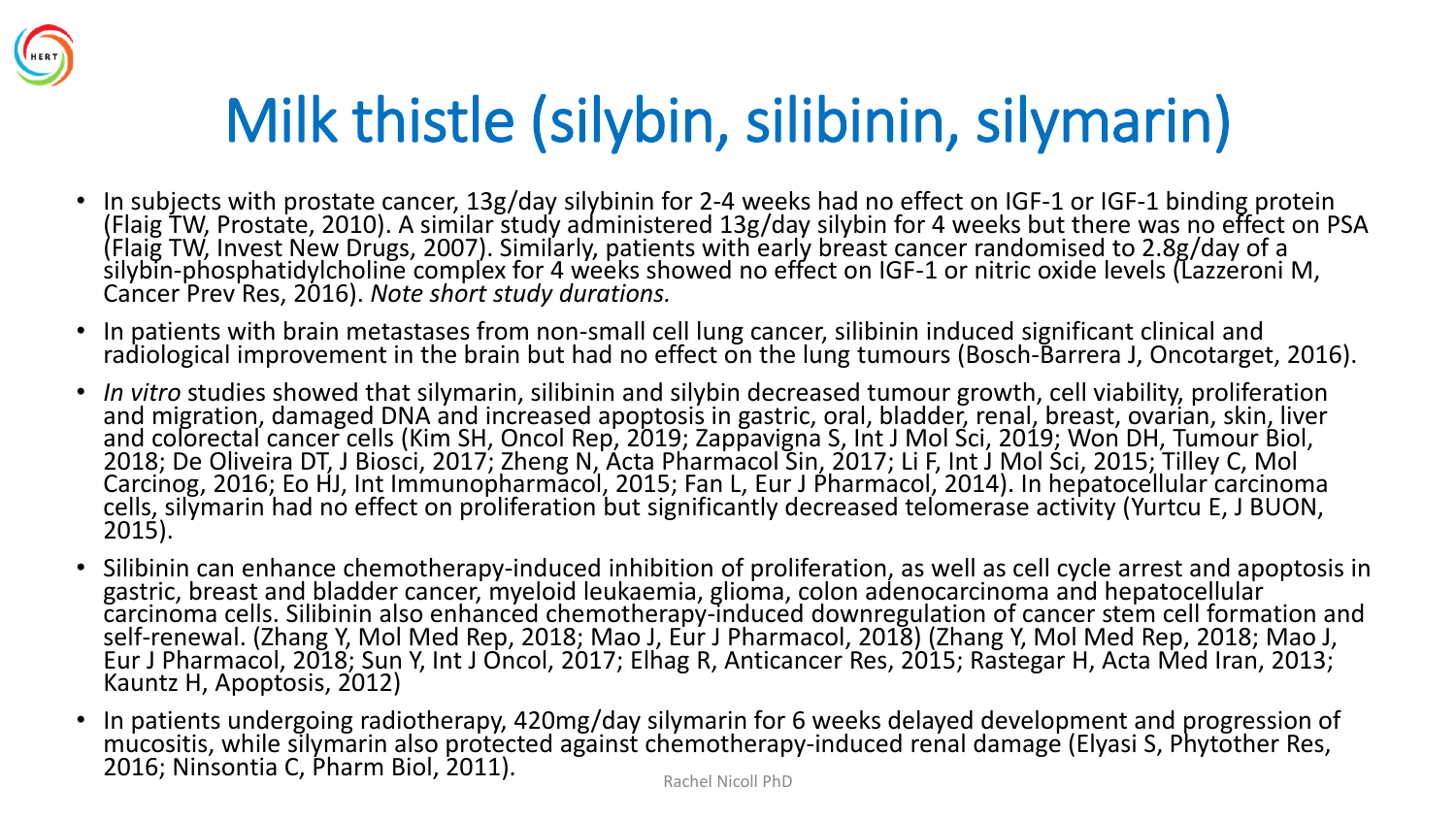# Milk thistle (silybin, silibinin, silymarin)

- In subjects with prostate cancer, 13g/day silybinin for 2-4 weeks had no effect on IGF-1 or IGF-1 binding protein (Flaig TW, Prostate, 2010). A similar study administered 13g/day silybin for 4 weeks but there was no effect on PSA (Flaig TW, Invest New Drugs, 2007). Similarly, patients with early breast cancer randomised to 2.8g/day of a silybin-phosphatidylcholine complex for 4 weeks showed no effect on IGF-1 or nitric oxide levels (Lazzeroni M, Cancer Prev Res, 2016). *Note short study durations.*
- In patients with brain metastases from non-small cell lung cancer, silibinin induced significant clinical and radiological improvement in the brain but had no effect on the lung tumours (Bosch-Barrera J, Oncotarget, 2016).
- *In vitro* studies showed that silymarin, silibinin and silybin decreased tumour growth, cell viability, proliferation and migration, damaged DNA and increased apoptosis in gastric, oral, bladder, renal, breast, ovarian, skin, liver and colorectal cancer cells (Kim SH, Oncol Rep, 2019; Zappavigna S, Int J Mol Sci, 2019; Won DH, Tumour Biol, 2018; De Oliveira DT, J Biosci, 2017; Zheng N, Acta Pharmacol Sin, 2017; Li F, Int J Mol Sci, 2015; Tilley C, Mol Carcinog, 2016; Eo HJ, Int Immunopharmacol, 2015; Fan L, Eur J Pharmacol, 2014). In hepatocellular carcinoma cells, silymarin had no effect on proliferation but significantly decreased telomerase activity (Yurtcu E, J BUON, 2015).
- Silibinin can enhance chemotherapy-induced inhibition of proliferation, as well as cell cycle arrest and apoptosis in gastric, breast and bladder cancer, myeloid leukaemia, glioma, colon adenocarcinoma and hepatocellular carcinoma cells. Silibinin also enhanced chemotherapy-induced downregulation of cancer stem cell formation and self-renewal. (Zhang Y, Mol Med Rep, 2018; Mao J, Eur J Pharmacol, 2018) (Zhang Y, Mol Med Rep, 2018; Mao J, Eur J Pharmacol, 2018; Sun Y, Int J Oncol, 2017; Elhag R, Anticancer Res, 2015; Rastegar H, Acta Med Iran, 2013; Kauntz H, Apoptosis, 2012)
- In patients undergoing radiotherapy, 420mg/day silymarin for 6 weeks delayed development and progression of mucositis, while silymarin also protected against chemotherapy-induced renal damage (Elyasi S, Phytother Res, 2016; Ninsontia C, Pharm Biol, 2011).

Rachel Nicoll PhD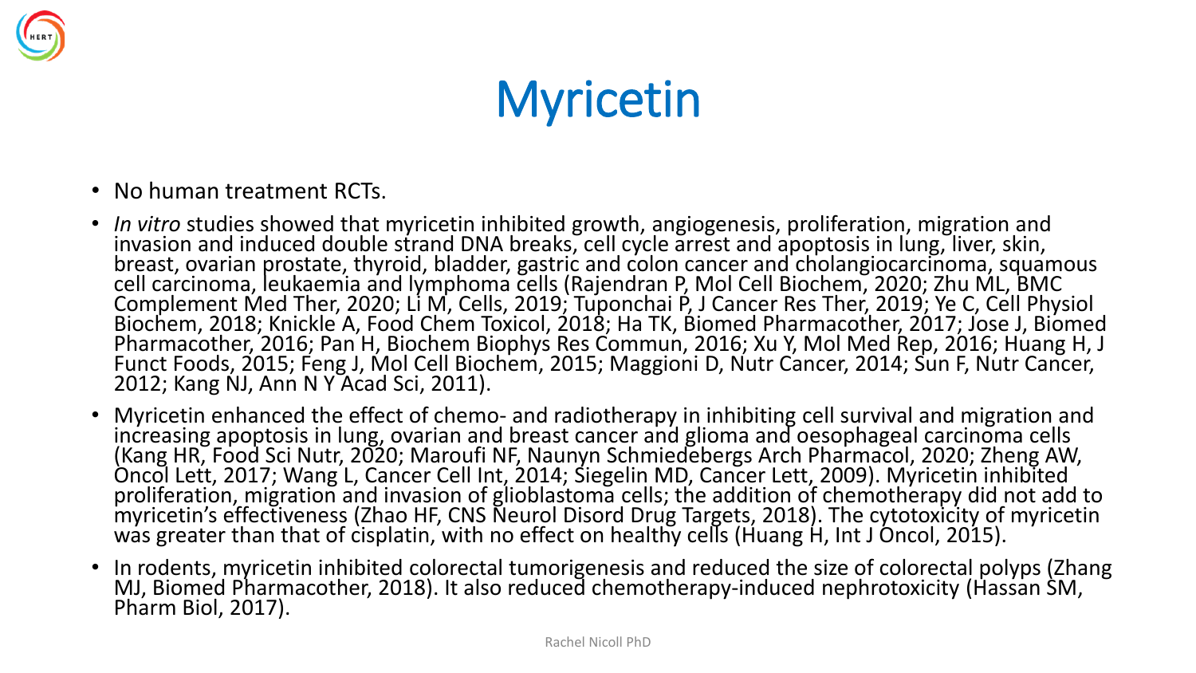# Myricetin

- No human treatment RCTs.
- *In vitro* studies showed that myricetin inhibited growth, angiogenesis, proliferation, migration and invasion and induced double strand DNA breaks, cell cycle arrest and apoptosis in lung, liver, skin, breast, ovarian prostate, thyroid, bladder, gastric and colon cancer and cholangiocarcinoma, squamous cell carcinoma, leukaemia and lymphoma cells (Rajendran P, Mol Cell Biochem, 2020; Zhu ML, BMC Complement Med Ther, 2020; Li M, Cells, 2019; Tuponchai P, J Cancer Res Ther, 2019; Ye C, Cell Physiol Biochem, 2018; Knickle A, Food Chem Toxicol, 2018; Ha TK, Biomed Pharmacother, 2017; Jose J, Biomed Pharmacother, 2016; Pan H, Biochem Biophys Res Commun, 2016; Xu Y, Mol Med Rep, 2016; Huang H, J Funct Foods, 2015; Feng J, Mol Cell Biochem, 2015; Maggioni D, Nutr Cancer, 2014; Sun F, Nutr Cancer, 2012; Kang NJ, Ann N Y Acad Sci, 2011).
- Myricetin enhanced the effect of chemo- and radiotherapy in inhibiting cell survival and migration and increasing apoptosis in lung, ovarian and breast cancer and glioma and oesophageal carcinoma cells (Kang HR, Food Sci Nutr, 2020; Maroufi NF, Naunyn Schmiedebergs Arch Pharmacol, 2020; Zheng AW, Oncol Lett, 2017; Wang L, Cancer Cell Int, 2014; Siegelin MD, Cancer Lett, 2009). Myricetin inhibited proliferation, migration and invasion of glioblastoma cells; the addition of chemotherapy did not add to myricetin's effectiveness (Zhao HF, CNS Neurol Disord Drug Targets, 2018). The cytotoxicity of myricetin was greater than that of cisplatin, with no effect on healthy cells (Huang H, Int J Oncol, 2015).
- In rodents, myricetin inhibited colorectal tumorigenesis and reduced the size of colorectal polyps (Zhang MJ, Biomed Pharmacother, 2018). It also reduced chemotherapy-induced nephrotoxicity (Hassan SM, Pharm Biol, 2017).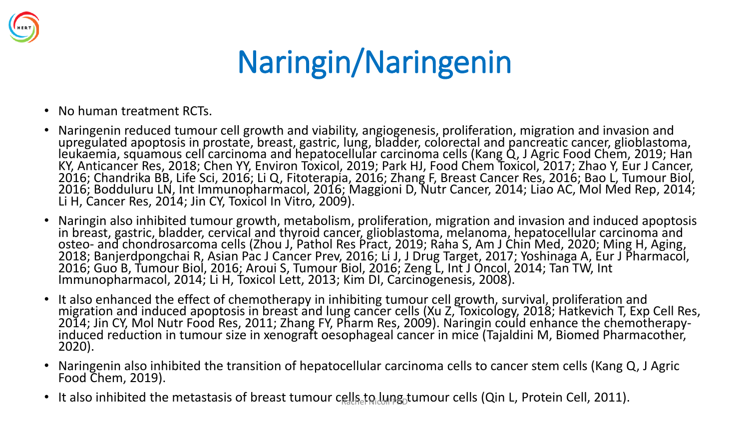# Naringin/Naringenin

- No human treatment RCTs.
- Naringenin reduced tumour cell growth and viability, angiogenesis, proliferation, migration and invasion and upregulated apoptosis in prostate, breast, gastric, lung, bladder, colorectal and pancreatic cancer, glioblastoma, leukaemia, squamous cell carcinoma and hepatocellular carcinoma cells (Kang Q, J Agric Food Chem, 2019; Han KY, Anticancer Res, 2018; Chen YY, Environ Toxicol, 2019; Park HJ, Food Chem Toxicol, 2017; Zhao Y, Eur J Cancer, 2016; Chandrika BB, Life Sci, 2016; Li Q, Fitoterapia, 2016; Zhang F, Breast Cancer Res, 2016; Bao L, Tumour Biol, 2016; Bodduluru LN, Int Immunopharmacol, 2016; Maggioni D, Nutr Cancer, 2014; Liao AC, Mol Med Rep, 2014; Li H, Cancer Res, 2014; Jin CY, Toxicol In Vitro, 2009).
- Naringin also inhibited tumour growth, metabolism, proliferation, migration and invasion and induced apoptosis in breast, gastric, bladder, cervical and thyroid cancer, glioblastoma, melanoma, hepatocellular carcinoma and osteo- and chondrosarcoma cells (Zhou J, Pathol Res Pract, 2019; Raha S, Am J Chin Med, 2020; Ming H, Aging, 2018; Banjerdpongchai R, Asian Pac J Cancer Prev, 2016; Li J, J Drug Target, 2017; Yoshinaga A, Eur J Pharmacol, 2016; Guo B, Tumour Biol, 2016; Aroui S, Tumour Biol, 2016; Zeng L, Int J Oncol, 2014; Tan TW, Int Immunopharmacol, 2014; Li H, Toxicol Lett, 2013; Kim DI, Carcinogenesis, 2008).
- It also enhanced the effect of chemotherapy in inhibiting tumour cell growth, survival, proliferation and migration and induced apoptosis in breast and lung cancer cells (Xu Z, Toxicology, 2018; Hatkevich T, Exp Cell Res, 2014; Jin CY, Mol Nutr Food Res, 2011; Zhang FY, Pharm Res, 2009). Naringin could enhance the chemotherapy-induced reduction in tumour size in xenograft oesophageal cancer in mice (Tajaldini M, Biomed Pharmacother, 2020).
- Naringenin also inhibited the transition of hepatocellular carcinoma cells to cancer stem cells (Kang Q, J Agric Food Chem, 2019).
- It also inhibited the metastasis of breast tumour cells to lung tumour cells (Qin L, Protein Cell, 2011).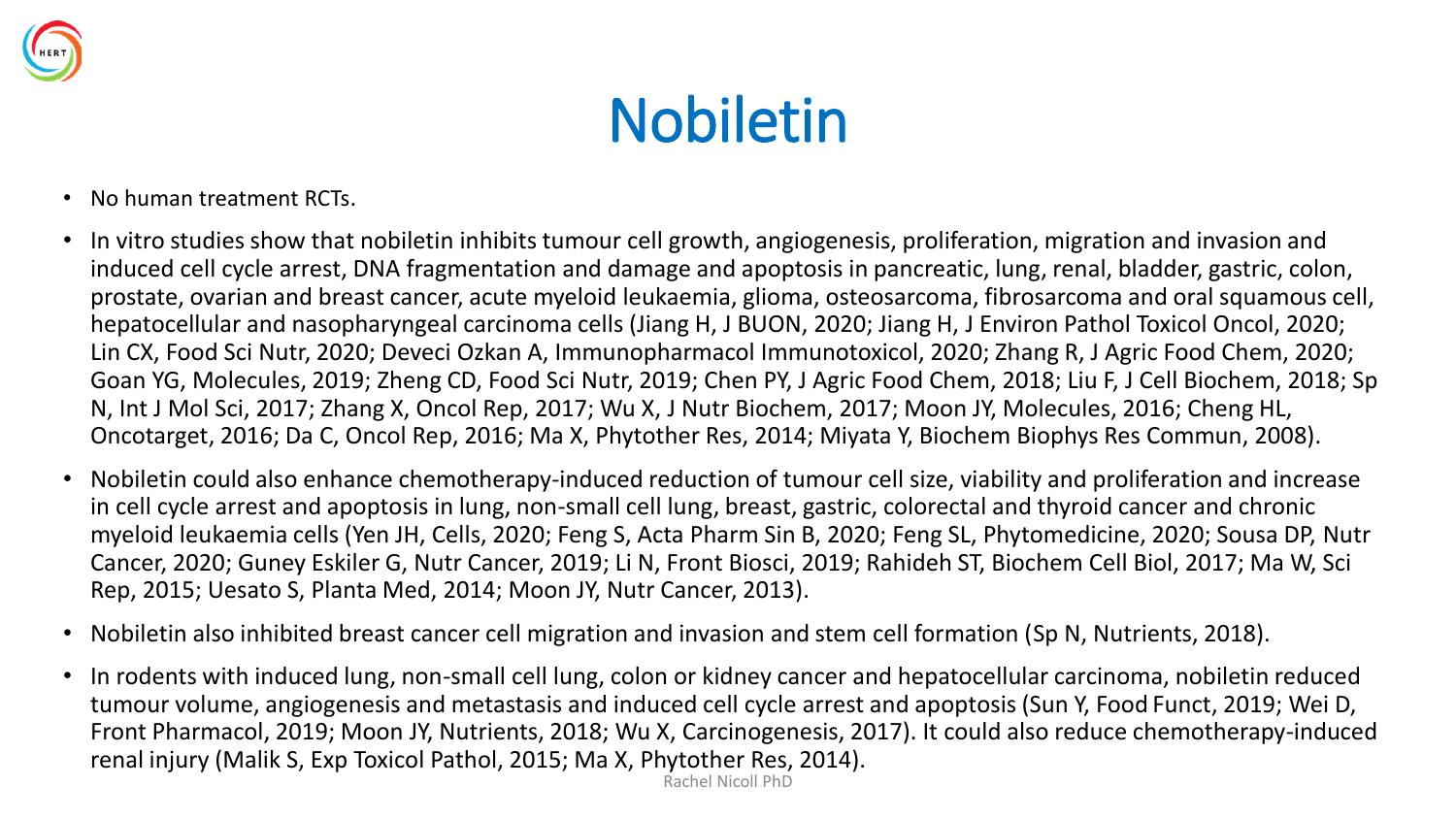# Nobiletin

- No human treatment RCTs.
- In vitro studies show that nobiletin inhibits tumour cell growth, angiogenesis, proliferation, migration and invasion and induced cell cycle arrest, DNA fragmentation and damage and apoptosis in pancreatic, lung, renal, bladder, gastric, colon, prostate, ovarian and breast cancer, acute myeloid leukaemia, glioma, osteosarcoma, fibrosarcoma and oral squamous cell, hepatocellular and nasopharyngeal carcinoma cells (Jiang H, J BUON, 2020; Jiang H, J Environ Pathol Toxicol Oncol, 2020; Lin CX, Food Sci Nutr, 2020; Deveci Ozkan A, Immunopharmacol Immunotoxicol, 2020; Zhang R, J Agric Food Chem, 2020; Goan YG, Molecules, 2019; Zheng CD, Food Sci Nutr, 2019; Chen PY, J Agric Food Chem, 2018; Liu F, J Cell Biochem, 2018; Sp N, Int J Mol Sci, 2017; Zhang X, Oncol Rep, 2017; Wu X, J Nutr Biochem, 2017; Moon JY, Molecules, 2016; Cheng HL, Oncotarget, 2016; Da C, Oncol Rep, 2016; Ma X, Phytother Res, 2014; Miyata Y, Biochem Biophys Res Commun, 2008).
- Nobiletin could also enhance chemotherapy-induced reduction of tumour cell size, viability and proliferation and increase in cell cycle arrest and apoptosis in lung, non-small cell lung, breast, gastric, colorectal and thyroid cancer and chronic myeloid leukaemia cells (Yen JH, Cells, 2020; Feng S, Acta Pharm Sin B, 2020; Feng SL, Phytomedicine, 2020; Sousa DP, Nutr Cancer, 2020; Guney Eskiler G, Nutr Cancer, 2019; Li N, Front Biosci, 2019; Rahideh ST, Biochem Cell Biol, 2017; Ma W, Sci Rep, 2015; Uesato S, Planta Med, 2014; Moon JY, Nutr Cancer, 2013).
- Nobiletin also inhibited breast cancer cell migration and invasion and stem cell formation (Sp N, Nutrients, 2018).
- In rodents with induced lung, non-small cell lung, colon or kidney cancer and hepatocellular carcinoma, nobiletin reduced tumour volume, angiogenesis and metastasis and induced cell cycle arrest and apoptosis (Sun Y, Food Funct, 2019; Wei D, Front Pharmacol, 2019; Moon JY, Nutrients, 2018; Wu X, Carcinogenesis, 2017). It could also reduce chemotherapy-induced renal injury (Malik S, Exp Toxicol Pathol, 2015; Ma X, Phytother Res, 2014).

Rachel Nicoll PhD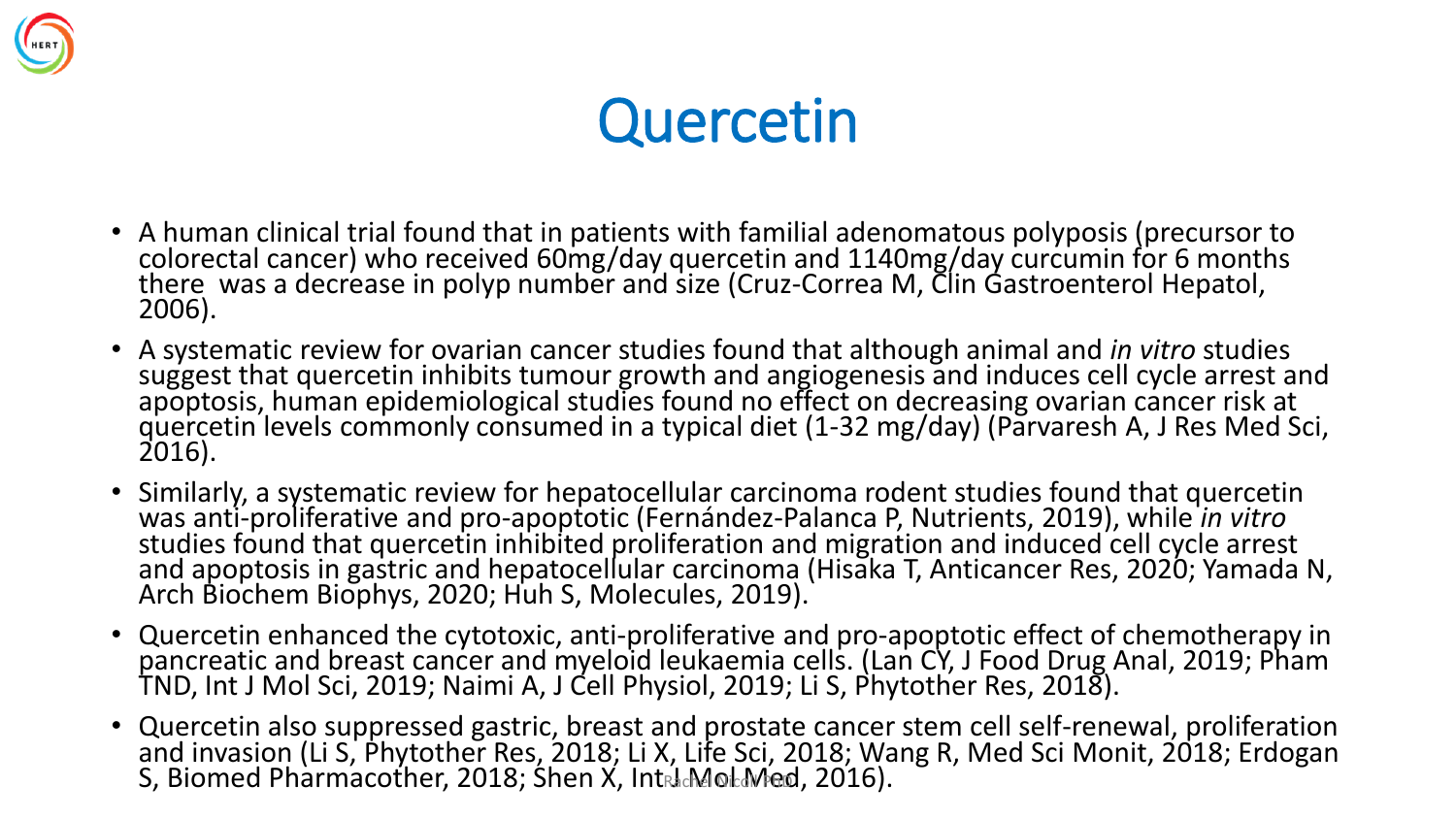# Quercetin

- A human clinical trial found that in patients with familial adenomatous polyposis (precursor to colorectal cancer) who received 60mg/day quercetin and 1140mg/day curcumin for 6 months there was a decrease in polyp number and size (Cruz-Correa M, Clin Gastroenterol Hepatol, 2006).
- A systematic review for ovarian cancer studies found that although animal and *in vitro* studies suggest that quercetin inhibits tumour growth and angiogenesis and induces cell cycle arrest and apoptosis, human epidemiological studies found no effect on decreasing ovarian cancer risk at quercetin levels commonly consumed in a typical diet (1-32 mg/day) (Parvaresh A, J Res Med Sci, 2016).
- Similarly, a systematic review for hepatocellular carcinoma rodent studies found that quercetin was anti-proliferative and pro-apoptotic (Fernández-Palanca P, Nutrients, 2019), while *in vitro* studies found that quercetin inhibited proliferation and migration and induced cell cycle arrest and apoptosis in gastric and hepatocellular carcinoma (Hisaka T, Anticancer Res, 2020; Yamada N, Arch Biochem Biophys, 2020; Huh S, Molecules, 2019).
- Quercetin enhanced the cytotoxic, anti-proliferative and pro-apoptotic effect of chemotherapy in pancreatic and breast cancer and myeloid leukaemia cells. (Lan CY, J Food Drug Anal, 2019; Pham TND, Int J Mol Sci, 2019; Naimi A, J Cell Physiol, 2019; Li S, Phytother Res, 2018).
- Quercetin also suppressed gastric, breast and prostate cancer stem cell self-renewal, proliferation and invasion (Li S, Phytother Res, 2018; Li X, Life Sci, 2018; Wang R, Med Sci Monit, 2018; Erdogan S, Biomed Pharmacother, 2018; Shen X, Int J Mol Med, 2016).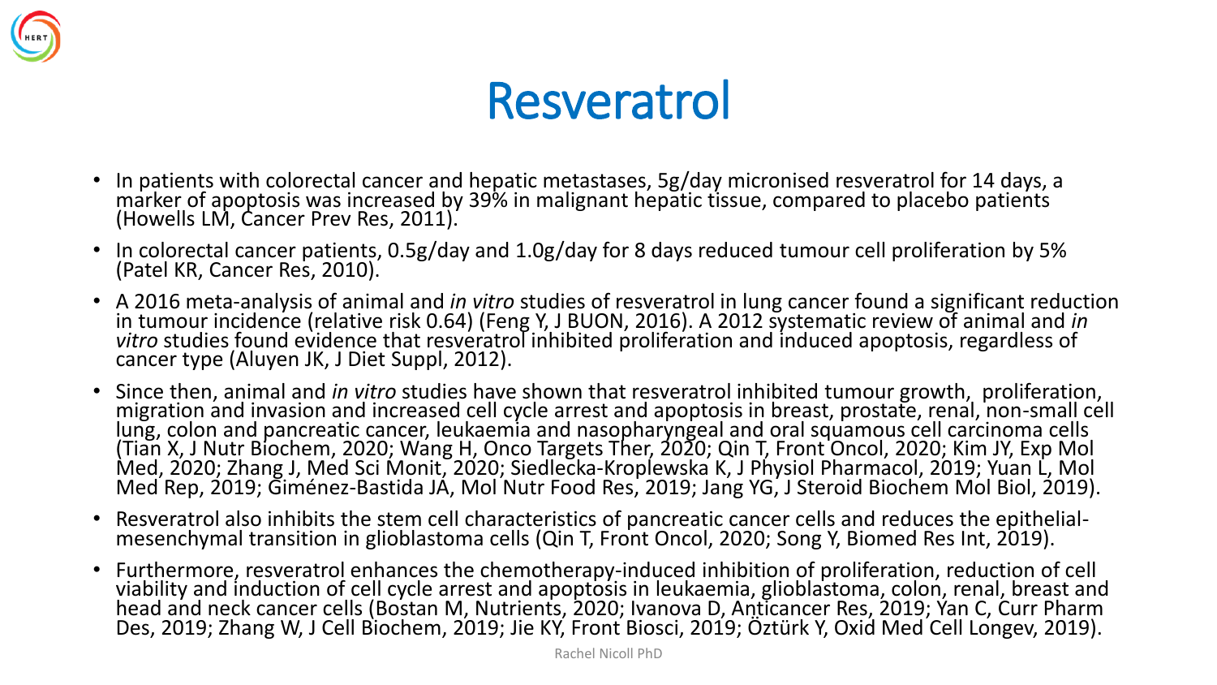# Resveratrol

- In patients with colorectal cancer and hepatic metastases, 5g/day micronised resveratrol for 14 days, a marker of apoptosis was increased by 39% in malignant hepatic tissue, compared to placebo patients (Howells LM, Cancer Prev Res, 2011).
- In colorectal cancer patients, 0.5g/day and 1.0g/day for 8 days reduced tumour cell proliferation by 5% (Patel KR, Cancer Res, 2010).
- A 2016 meta-analysis of animal and *in vitro* studies of resveratrol in lung cancer found a significant reduction in tumour incidence (relative risk 0.64) (Feng Y, J BUON, 2016). A 2012 systematic review of animal and *in vitro* studies found evidence that resveratrol inhibited proliferation and induced apoptosis, regardless of cancer type (Aluyen JK, J Diet Suppl, 2012).
- Since then, animal and *in vitro* studies have shown that resveratrol inhibited tumour growth, proliferation, migration and invasion and increased cell cycle arrest and apoptosis in breast, prostate, renal, non-small cell lung, colon and pancreatic cancer, leukaemia and nasopharyngeal and oral squamous cell carcinoma cells (Tian X, J Nutr Biochem, 2020; Wang H, Onco Targets Ther, 2020; Qin T, Front Oncol, 2020; Kim JY, Exp Mol Med, 2020; Zhang J, Med Sci Monit, 2020; Siedlecka-Kroplewska K, J Physiol Pharmacol, 2019; Yuan L, Mol Med Rep, 2019; Giménez-Bastida JA, Mol Nutr Food Res, 2019; Jang YG, J Steroid Biochem Mol Biol, 2019).
- Resveratrol also inhibits the stem cell characteristics of pancreatic cancer cells and reduces the epithelial-mesenchymal transition in glioblastoma cells (Qin T, Front Oncol, 2020; Song Y, Biomed Res Int, 2019).
- Furthermore, resveratrol enhances the chemotherapy-induced inhibition of proliferation, reduction of cell viability and induction of cell cycle arrest and apoptosis in leukaemia, glioblastoma, colon, renal, breast and head and neck cancer cells (Bostan M, Nutrients, 2020; Ivanova D, Anticancer Res, 2019; Yan C, Curr Pharm Des, 2019; Zhang W, J Cell Biochem, 2019; Jie KY, Front Biosci, 2019; Öztürk Y, Oxid Med Cell Longev, 2019).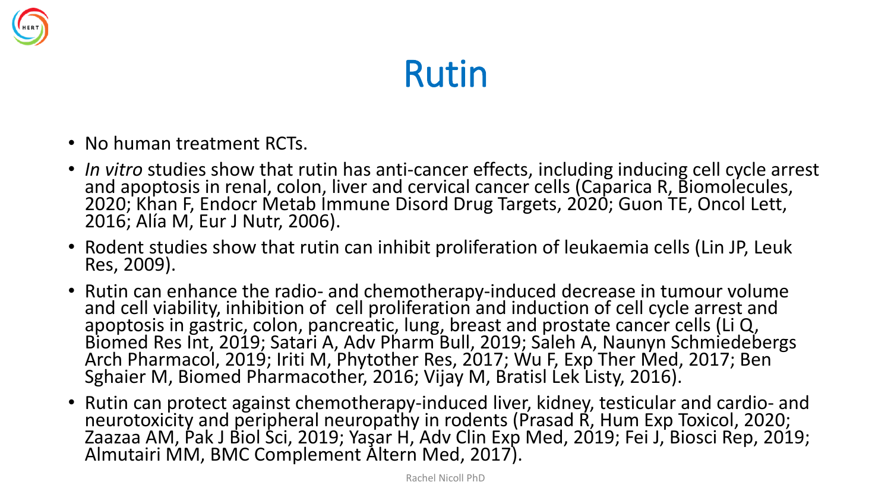# Rutin

- No human treatment RCTs.
- *In vitro* studies show that rutin has anti-cancer effects, including inducing cell cycle arrest and apoptosis in renal, colon, liver and cervical cancer cells (Caparica R, Biomolecules, 2020; Khan F, Endocr Metab Immune Disord Drug Targets, 2020; Guon TE, Oncol Lett, 2016; Alía M, Eur J Nutr, 2006).
- Rodent studies show that rutin can inhibit proliferation of leukaemia cells (Lin JP, Leuk Res, 2009).
- Rutin can enhance the radio- and chemotherapy-induced decrease in tumour volume and cell viability, inhibition of cell proliferation and induction of cell cycle arrest and apoptosis in gastric, colon, pancreatic, lung, breast and prostate cancer cells (Li Q, Biomed Res Int, 2019; Satari A, Adv Pharm Bull, 2019; Saleh A, Naunyn Schmiedebergs Arch Pharmacol, 2019; Iriti M, Phytother Res, 2017; Wu F, Exp Ther Med, 2017; Ben Sghaier M, Biomed Pharmacother, 2016; Vijay M, Bratisl Lek Listy, 2016).
- Rutin can protect against chemotherapy-induced liver, kidney, testicular and cardio- and neurotoxicity and peripheral neuropathy in rodents (Prasad R, Hum Exp Toxicol, 2020; Zaazaa AM, Pak J Biol Sci, 2019; Yaşar H, Adv Clin Exp Med, 2019; Fei J, Biosci Rep, 2019; Almutairi MM, BMC Complement Altern Med, 2017).

Rachel Nicoll PhD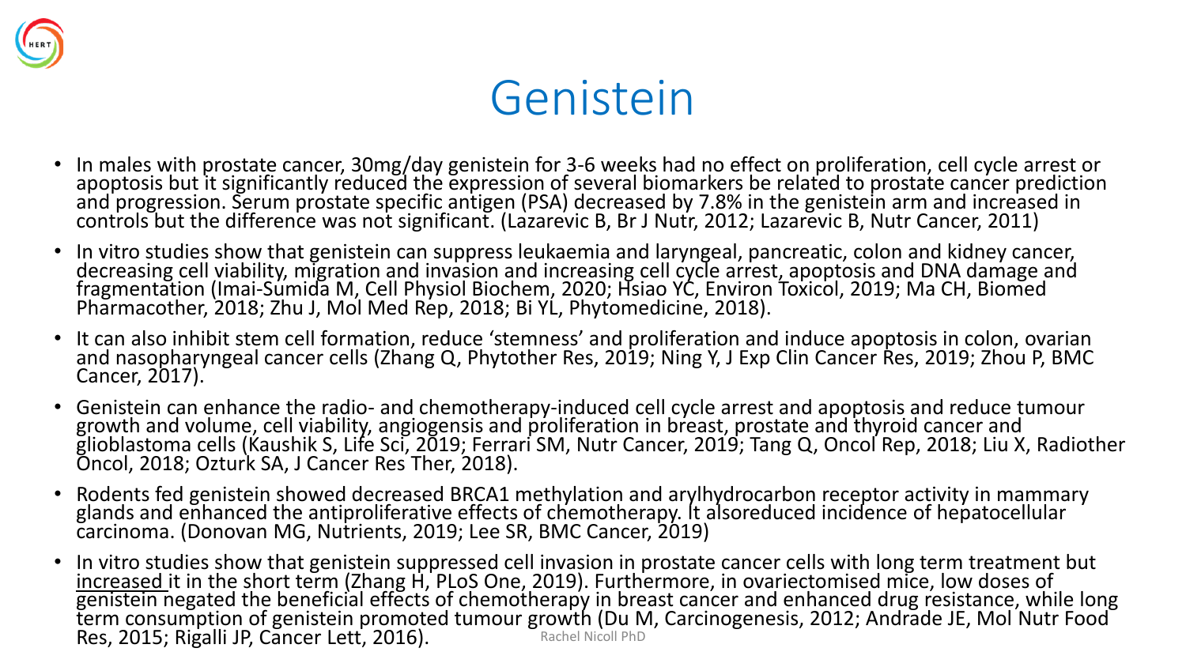# Genistein

- In males with prostate cancer, 30mg/day genistein for 3-6 weeks had no effect on proliferation, cell cycle arrest or apoptosis but it significantly reduced the expression of several biomarkers be related to prostate cancer prediction and progression. Serum prostate specific antigen (PSA) decreased by 7.8% in the genistein arm and increased in controls but the difference was not significant. (Lazarevic B, Br J Nutr, 2012; Lazarevic B, Nutr Cancer, 2011)
- In vitro studies show that genistein can suppress leukaemia and laryngeal, pancreatic, colon and kidney cancer, decreasing cell viability, migration and invasion and increasing cell cycle arrest, apoptosis and DNA damage and fragmentation (Imai-Sumida M, Cell Physiol Biochem, 2020; Hsiao YC, Environ Toxicol, 2019; Ma CH, Biomed Pharmacother, 2018; Zhu J, Mol Med Rep, 2018; Bi YL, Phytomedicine, 2018).
- It can also inhibit stem cell formation, reduce 'stemness' and proliferation and induce apoptosis in colon, ovarian and nasopharyngeal cancer cells (Zhang Q, Phytother Res, 2019; Ning Y, J Exp Clin Cancer Res, 2019; Zhou P, BMC Cancer, 2017).
- Genistein can enhance the radio- and chemotherapy-induced cell cycle arrest and apoptosis and reduce tumour growth and volume, cell viability, angiogensis and proliferation in breast, prostate and thyroid cancer and glioblastoma cells (Kaushik S, Life Sci, 2019; Ferrari SM, Nutr Cancer, 2019; Tang Q, Oncol Rep, 2018; Liu X, Radiother Oncol, 2018; Ozturk SA, J Cancer Res Ther, 2018).
- Rodents fed genistein showed decreased BRCA1 methylation and arylhydrocarbon receptor activity in mammary glands and enhanced the antiproliferative effects of chemotherapy. It alsoreduced incidence of hepatocellular carcinoma. (Donovan MG, Nutrients, 2019; Lee SR, BMC Cancer, 2019)
- In vitro studies show that genistein suppressed cell invasion in prostate cancer cells with long term treatment but <u>increased</u> it in the short term (Zhang H, PLoS One, 2019). Furthermore, in ovariectomised mice, low doses of genistein negated the beneficial effects of chemotherapy in breast cancer and enhanced drug resistance, while long term consumption of genistein promoted tumour growth (Du M, Carcinogenesis, 2012; Andrade JE, Mol Nutr Food Res, 2015; Rigalli JP, Cancer Lett, 2016).

Rachel Nicoll PhD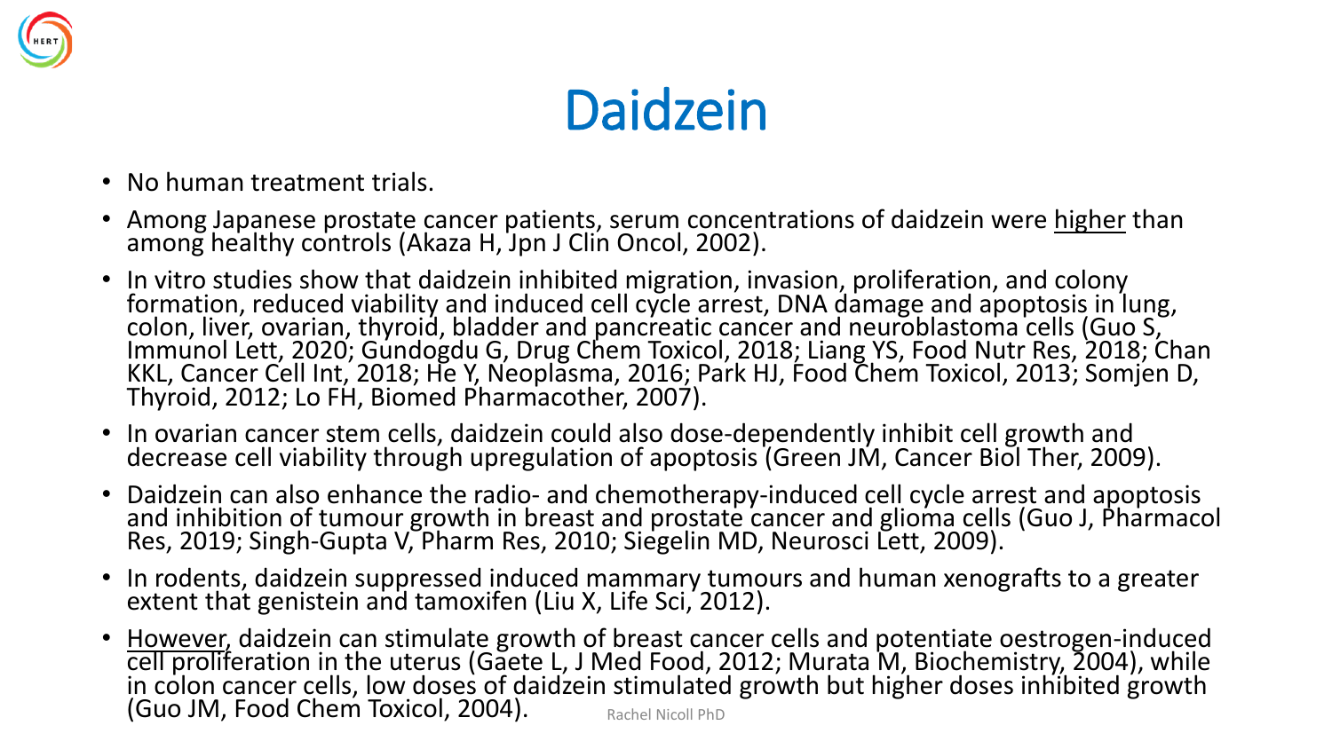# Daidzein

- No human treatment trials.
- Among Japanese prostate cancer patients, serum concentrations of daidzein were higher than among healthy controls (Akaza H, Jpn J Clin Oncol, 2002).
- In vitro studies show that daidzein inhibited migration, invasion, proliferation, and colony formation, reduced viability and induced cell cycle arrest, DNA damage and apoptosis in lung, colon, liver, ovarian, thyroid, bladder and pancreatic cancer and neuroblastoma cells (Guo S, Immunol Lett, 2020; Gundogdu G, Drug Chem Toxicol, 2018; Liang YS, Food Nutr Res, 2018; Chan KKL, Cancer Cell Int, 2018; He Y, Neoplasma, 2016; Park HJ, Food Chem Toxicol, 2013; Somjen D, Thyroid, 2012; Lo FH, Biomed Pharmacother, 2007).
- In ovarian cancer stem cells, daidzein could also dose-dependently inhibit cell growth and decrease cell viability through upregulation of apoptosis (Green JM, Cancer Biol Ther, 2009).
- Daidzein can also enhance the radio- and chemotherapy-induced cell cycle arrest and apoptosis and inhibition of tumour growth in breast and prostate cancer and glioma cells (Guo J, Pharmacol Res, 2019; Singh-Gupta V, Pharm Res, 2010; Siegelin MD, Neurosci Lett, 2009).
- In rodents, daidzein suppressed induced mammary tumours and human xenografts to a greater extent that genistein and tamoxifen (Liu X, Life Sci, 2012).
- However, daidzein can stimulate growth of breast cancer cells and potentiate oestrogen-induced cell proliferation in the uterus (Gaete L, J Med Food, 2012; Murata M, Biochemistry, 2004), while in colon cancer cells, low doses of daidzein stimulated growth but higher doses inhibited growth (Guo JM, Food Chem Toxicol, 2004).

Rachel Nicoll PhD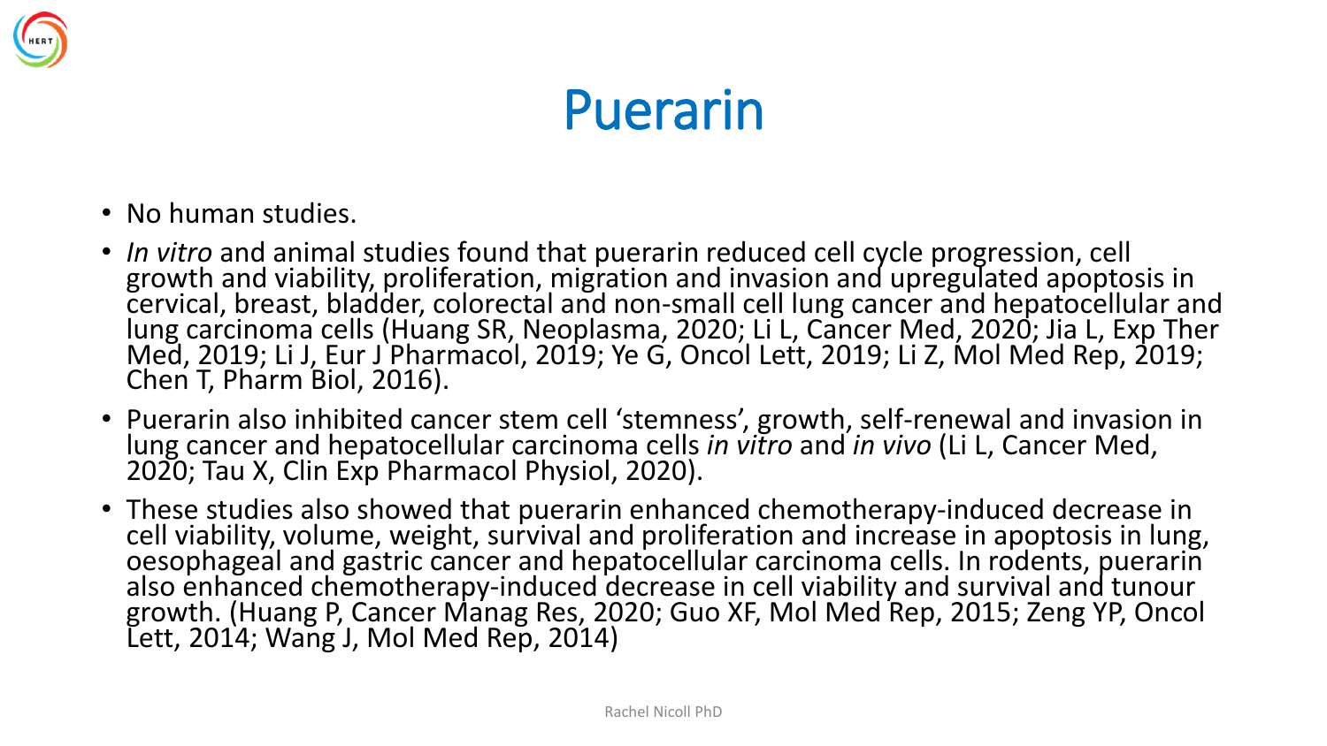# Puerarin

- No human studies.
- *In vitro* and animal studies found that puerarin reduced cell cycle progression, cell growth and viability, proliferation, migration and invasion and upregulated apoptosis in cervical, breast, bladder, colorectal and non-small cell lung cancer and hepatocellular and lung carcinoma cells (Huang SR, Neoplasma, 2020; Li L, Cancer Med, 2020; Jia L, Exp Ther Med, 2019; Li J, Eur J Pharmacol, 2019; Ye G, Oncol Lett, 2019; Li Z, Mol Med Rep, 2019; Chen T, Pharm Biol, 2016).
- Puerarin also inhibited cancer stem cell 'stemness', growth, self-renewal and invasion in lung cancer and hepatocellular carcinoma cells *in vitro* and *in vivo* (Li L, Cancer Med, 2020; Tau X, Clin Exp Pharmacol Physiol, 2020).
- These studies also showed that puerarin enhanced chemotherapy-induced decrease in cell viability, volume, weight, survival and proliferation and increase in apoptosis in lung, oesophageal and gastric cancer and hepatocellular carcinoma cells. In rodents, puerarin also enhanced chemotherapy-induced decrease in cell viability and survival and tunour growth. (Huang P, Cancer Manag Res, 2020; Guo XF, Mol Med Rep, 2015; Zeng YP, Oncol Lett, 2014; Wang J, Mol Med Rep, 2014)

Rachel Nicoll PhD